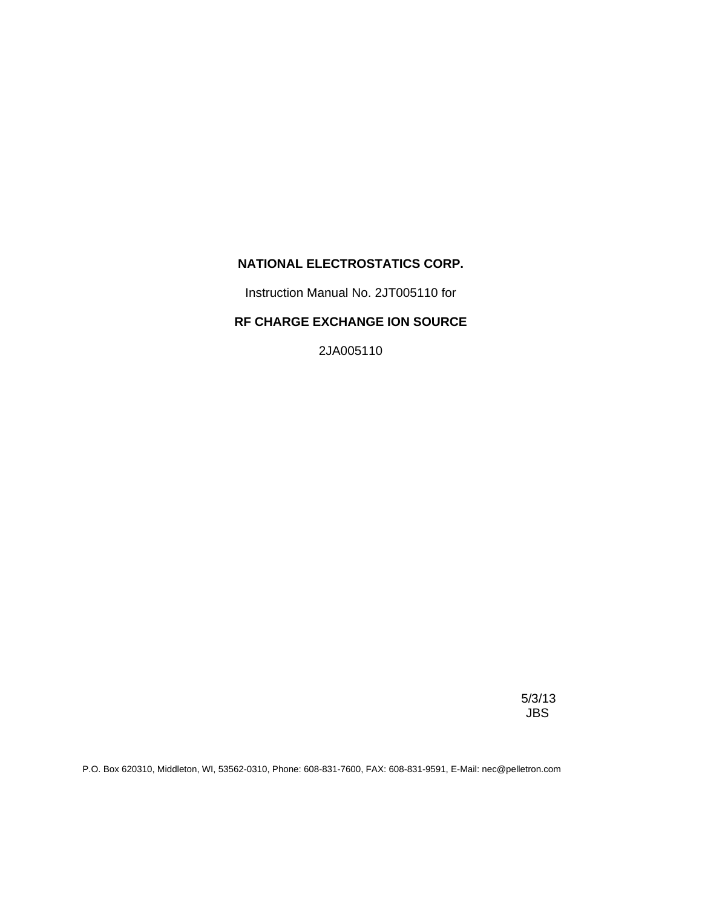**NATIONAL ELECTROSTATICS CORP.**

Instruction Manual No. 2JT005110 for

**RF CHARGE EXCHANGE ION SOURCE**

2JA005110

5/3/13
JBS

P.O. Box 620310, Middleton, WI, 53562-0310, Phone: 608-831-7600, FAX: 608-831-9591, E-Mail: nec@pelletron.com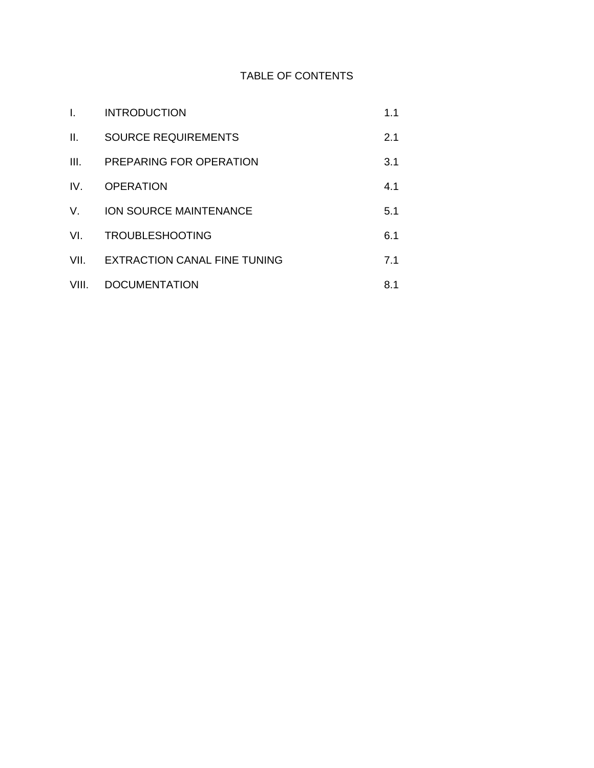# TABLE OF CONTENTS

| | | |
|---|---|---|
| I. | INTRODUCTION | 1.1 |
| II. | SOURCE REQUIREMENTS | 2.1 |
| III. | PREPARING FOR OPERATION | 3.1 |
| IV. | OPERATION | 4.1 |
| V. | ION SOURCE MAINTENANCE | 5.1 |
| VI. | TROUBLESHOOTING | 6.1 |
| VII. | EXTRACTION CANAL FINE TUNING | 7.1 |
| VIII. | DOCUMENTATION | 8.1 |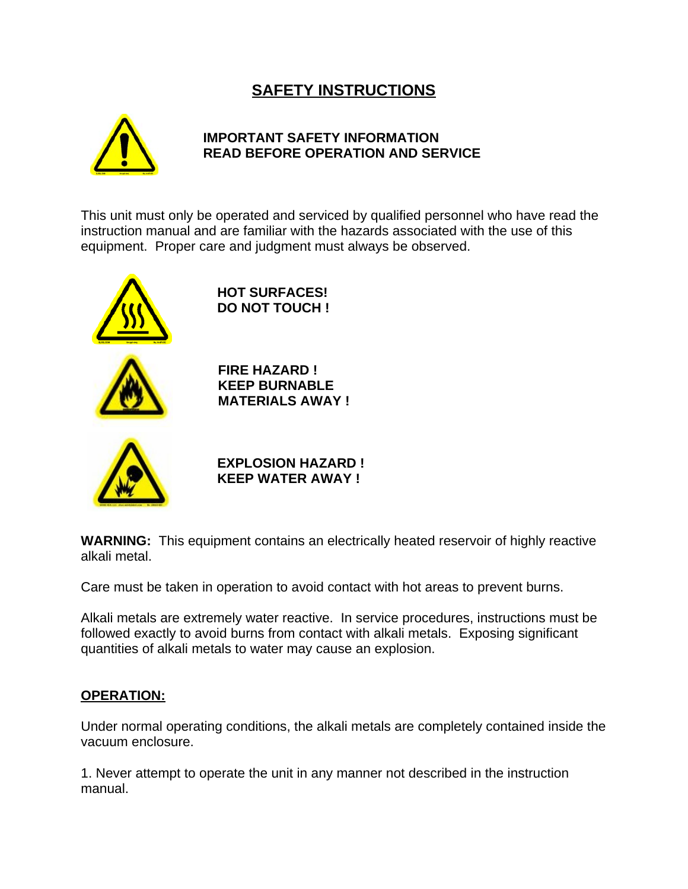# SAFETY INSTRUCTIONS

**IMPORTANT SAFETY INFORMATION**
**READ BEFORE OPERATION AND SERVICE**

This unit must only be operated and serviced by qualified personnel who have read the instruction manual and are familiar with the hazards associated with the use of this equipment. Proper care and judgment must always be observed.

**HOT SURFACES!**
**DO NOT TOUCH !**

**FIRE HAZARD !**
**KEEP BURNABLE MATERIALS AWAY !**

**EXPLOSION HAZARD !**
**KEEP WATER AWAY !**

**WARNING:** This equipment contains an electrically heated reservoir of highly reactive alkali metal.

Care must be taken in operation to avoid contact with hot areas to prevent burns.

Alkali metals are extremely water reactive. In service procedures, instructions must be followed exactly to avoid burns from contact with alkali metals. Exposing significant quantities of alkali metals to water may cause an explosion.

## OPERATION:

Under normal operating conditions, the alkali metals are completely contained inside the vacuum enclosure.

1. Never attempt to operate the unit in any manner not described in the instruction manual.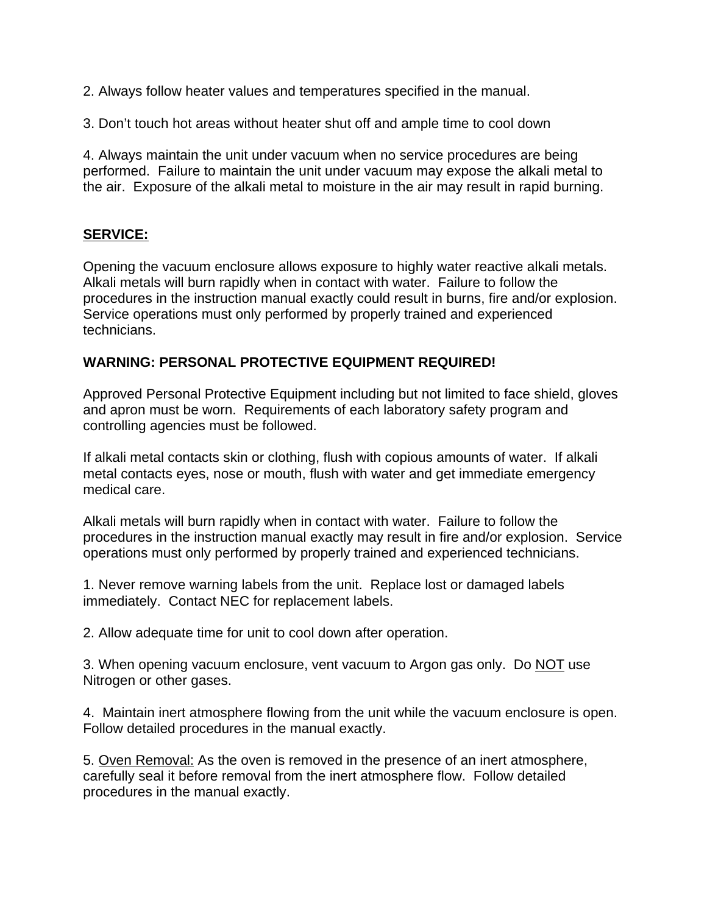2. Always follow heater values and temperatures specified in the manual.

3. Don't touch hot areas without heater shut off and ample time to cool down

4. Always maintain the unit under vacuum when no service procedures are being performed. Failure to maintain the unit under vacuum may expose the alkali metal to the air. Exposure of the alkali metal to moisture in the air may result in rapid burning.

## <u>SERVICE:</u>

Opening the vacuum enclosure allows exposure to highly water reactive alkali metals. Alkali metals will burn rapidly when in contact with water. Failure to follow the procedures in the instruction manual exactly could result in burns, fire and/or explosion. Service operations must only performed by properly trained and experienced technicians.

**WARNING: PERSONAL PROTECTIVE EQUIPMENT REQUIRED!**

Approved Personal Protective Equipment including but not limited to face shield, gloves and apron must be worn. Requirements of each laboratory safety program and controlling agencies must be followed.

If alkali metal contacts skin or clothing, flush with copious amounts of water. If alkali metal contacts eyes, nose or mouth, flush with water and get immediate emergency medical care.

Alkali metals will burn rapidly when in contact with water. Failure to follow the procedures in the instruction manual exactly may result in fire and/or explosion. Service operations must only performed by properly trained and experienced technicians.

1. Never remove warning labels from the unit. Replace lost or damaged labels immediately. Contact NEC for replacement labels.

2. Allow adequate time for unit to cool down after operation.

3. When opening vacuum enclosure, vent vacuum to Argon gas only. Do <u>NOT</u> use Nitrogen or other gases.

4. Maintain inert atmosphere flowing from the unit while the vacuum enclosure is open. Follow detailed procedures in the manual exactly.

5. <u>Oven Removal:</u> As the oven is removed in the presence of an inert atmosphere, carefully seal it before removal from the inert atmosphere flow. Follow detailed procedures in the manual exactly.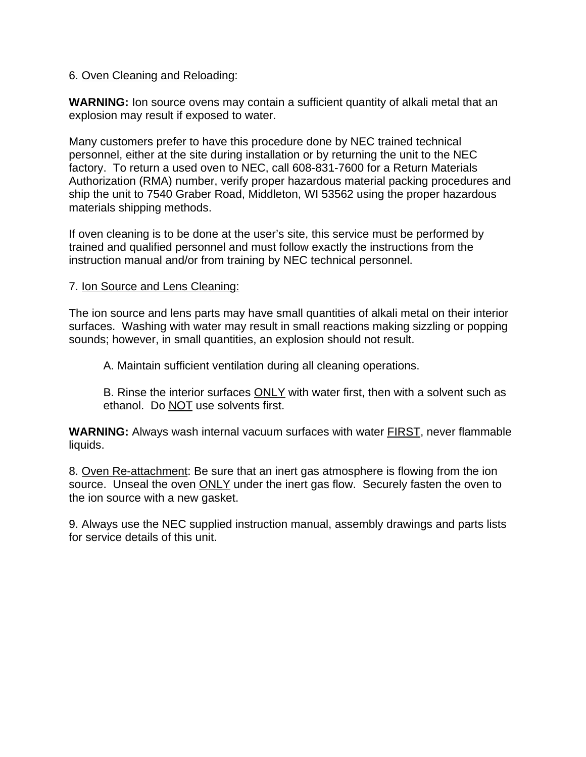6. <u>Oven Cleaning and Reloading:</u>

**WARNING:** Ion source ovens may contain a sufficient quantity of alkali metal that an explosion may result if exposed to water.

Many customers prefer to have this procedure done by NEC trained technical personnel, either at the site during installation or by returning the unit to the NEC factory. To return a used oven to NEC, call 608-831-7600 for a Return Materials Authorization (RMA) number, verify proper hazardous material packing procedures and ship the unit to 7540 Graber Road, Middleton, WI 53562 using the proper hazardous materials shipping methods.

If oven cleaning is to be done at the user's site, this service must be performed by trained and qualified personnel and must follow exactly the instructions from the instruction manual and/or from training by NEC technical personnel.

7. <u>Ion Source and Lens Cleaning:</u>

The ion source and lens parts may have small quantities of alkali metal on their interior surfaces. Washing with water may result in small reactions making sizzling or popping sounds; however, in small quantities, an explosion should not result.

A. Maintain sufficient ventilation during all cleaning operations.

B. Rinse the interior surfaces <u>ONLY</u> with water first, then with a solvent such as ethanol. Do <u>NOT</u> use solvents first.

**WARNING:** Always wash internal vacuum surfaces with water <u>FIRST</u>, never flammable liquids.

8. <u>Oven Re-attachment</u>: Be sure that an inert gas atmosphere is flowing from the ion source. Unseal the oven <u>ONLY</u> under the inert gas flow. Securely fasten the oven to the ion source with a new gasket.

9. Always use the NEC supplied instruction manual, assembly drawings and parts lists for service details of this unit.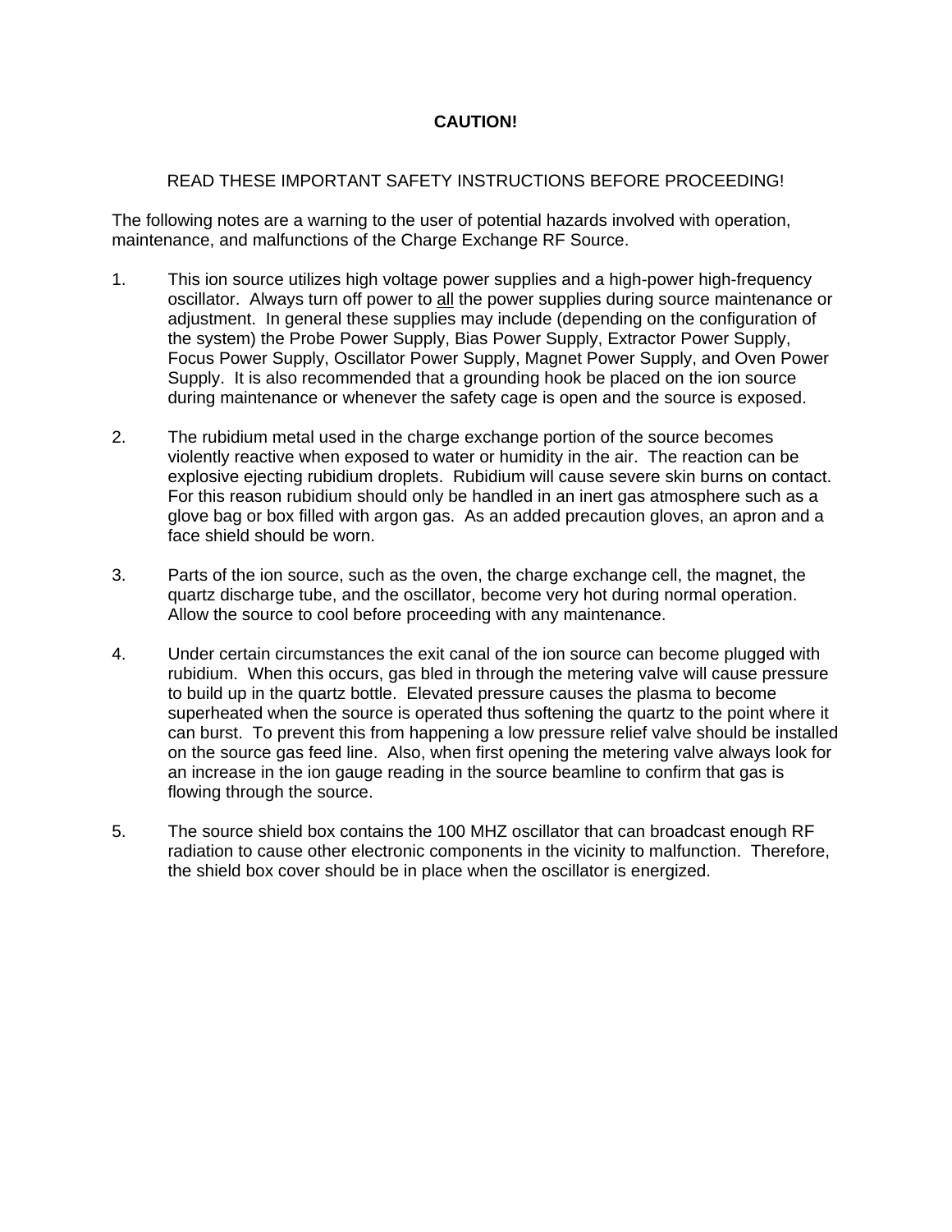**CAUTION!**

READ THESE IMPORTANT SAFETY INSTRUCTIONS BEFORE PROCEEDING!

The following notes are a warning to the user of potential hazards involved with operation, maintenance, and malfunctions of the Charge Exchange RF Source.

1. This ion source utilizes high voltage power supplies and a high-power high-frequency oscillator. Always turn off power to <u>all</u> the power supplies during source maintenance or adjustment. In general these supplies may include (depending on the configuration of the system) the Probe Power Supply, Bias Power Supply, Extractor Power Supply, Focus Power Supply, Oscillator Power Supply, Magnet Power Supply, and Oven Power Supply. It is also recommended that a grounding hook be placed on the ion source during maintenance or whenever the safety cage is open and the source is exposed.

2. The rubidium metal used in the charge exchange portion of the source becomes violently reactive when exposed to water or humidity in the air. The reaction can be explosive ejecting rubidium droplets. Rubidium will cause severe skin burns on contact. For this reason rubidium should only be handled in an inert gas atmosphere such as a glove bag or box filled with argon gas. As an added precaution gloves, an apron and a face shield should be worn.

3. Parts of the ion source, such as the oven, the charge exchange cell, the magnet, the quartz discharge tube, and the oscillator, become very hot during normal operation. Allow the source to cool before proceeding with any maintenance.

4. Under certain circumstances the exit canal of the ion source can become plugged with rubidium. When this occurs, gas bled in through the metering valve will cause pressure to build up in the quartz bottle. Elevated pressure causes the plasma to become superheated when the source is operated thus softening the quartz to the point where it can burst. To prevent this from happening a low pressure relief valve should be installed on the source gas feed line. Also, when first opening the metering valve always look for an increase in the ion gauge reading in the source beamline to confirm that gas is flowing through the source.

5. The source shield box contains the 100 MHZ oscillator that can broadcast enough RF radiation to cause other electronic components in the vicinity to malfunction. Therefore, the shield box cover should be in place when the oscillator is energized.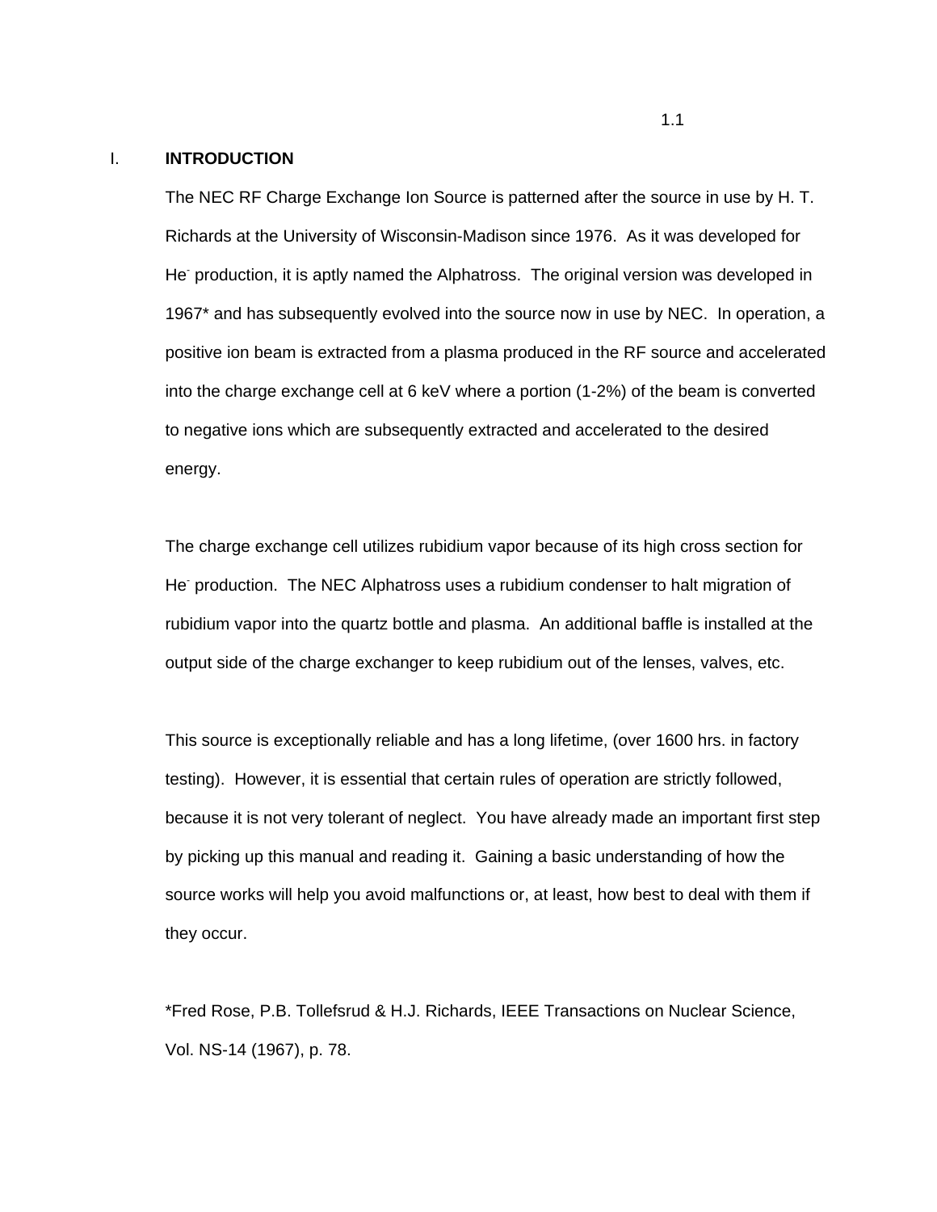# I. INTRODUCTION

The NEC RF Charge Exchange Ion Source is patterned after the source in use by H. T. Richards at the University of Wisconsin-Madison since 1976. As it was developed for $He^-$ production, it is aptly named the Alphatross. The original version was developed in 1967* and has subsequently evolved into the source now in use by NEC. In operation, a positive ion beam is extracted from a plasma produced in the RF source and accelerated into the charge exchange cell at 6 keV where a portion (1-2%) of the beam is converted to negative ions which are subsequently extracted and accelerated to the desired energy.

The charge exchange cell utilizes rubidium vapor because of its high cross section for $He^-$ production. The NEC Alphatross uses a rubidium condenser to halt migration of rubidium vapor into the quartz bottle and plasma. An additional baffle is installed at the output side of the charge exchanger to keep rubidium out of the lenses, valves, etc.

This source is exceptionally reliable and has a long lifetime, (over 1600 hrs. in factory testing). However, it is essential that certain rules of operation are strictly followed, because it is not very tolerant of neglect. You have already made an important first step by picking up this manual and reading it. Gaining a basic understanding of how the source works will help you avoid malfunctions or, at least, how best to deal with them if they occur.

*Fred Rose, P.B. Tollefsrud & H.J. Richards, IEEE Transactions on Nuclear Science, Vol. NS-14 (1967), p. 78.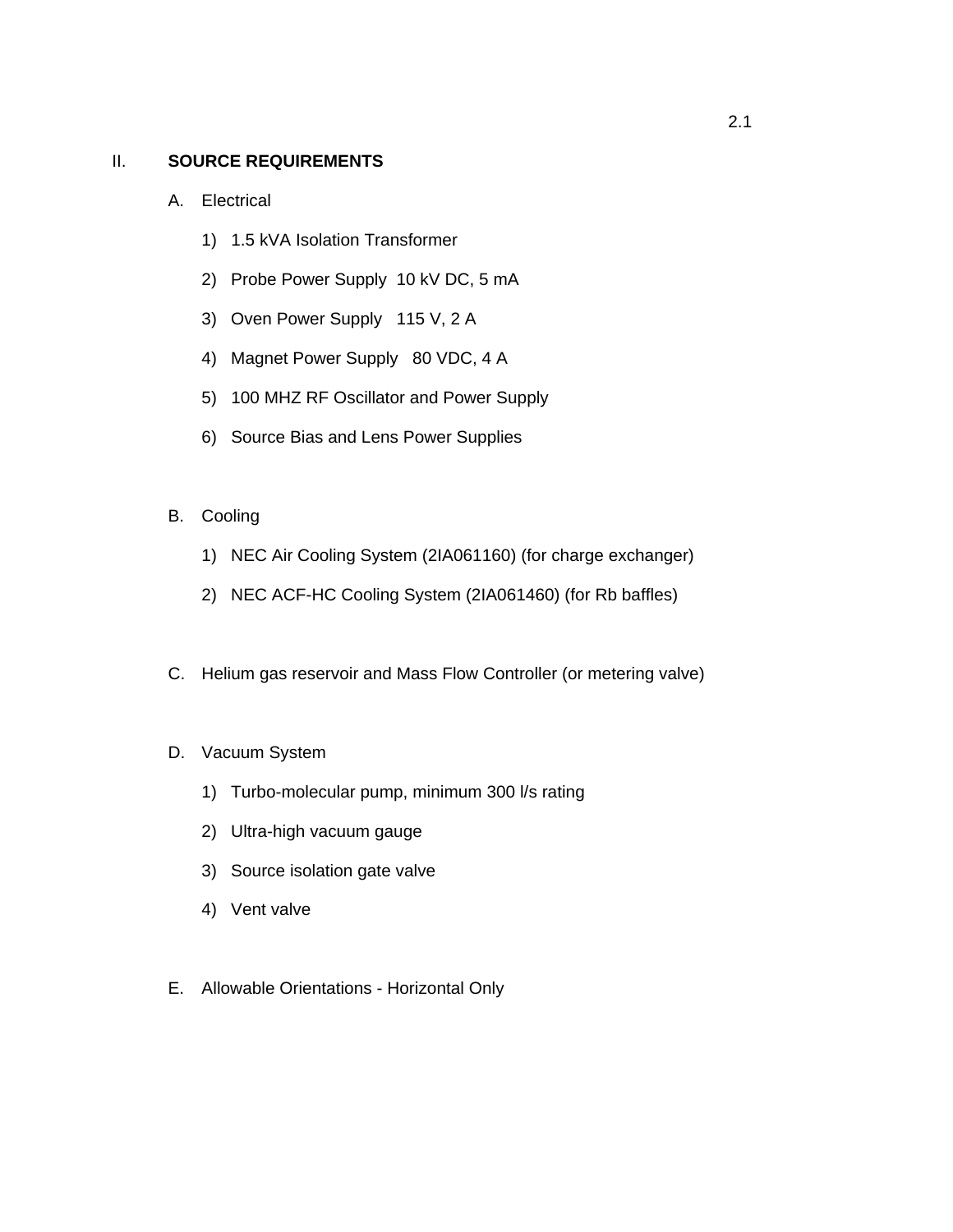## II. SOURCE REQUIREMENTS

A. Electrical

1) 1.5 kVA Isolation Transformer
2) Probe Power Supply 10 kV DC, 5 mA
3) Oven Power Supply 115 V, 2 A
4) Magnet Power Supply 80 VDC, 4 A
5) 100 MHZ RF Oscillator and Power Supply
6) Source Bias and Lens Power Supplies

B. Cooling

1) NEC Air Cooling System (2IA061160) (for charge exchanger)
2) NEC ACF-HC Cooling System (2IA061460) (for Rb baffles)

C. Helium gas reservoir and Mass Flow Controller (or metering valve)

D. Vacuum System

1) Turbo-molecular pump, minimum 300 l/s rating
2) Ultra-high vacuum gauge
3) Source isolation gate valve
4) Vent valve

E. Allowable Orientations - Horizontal Only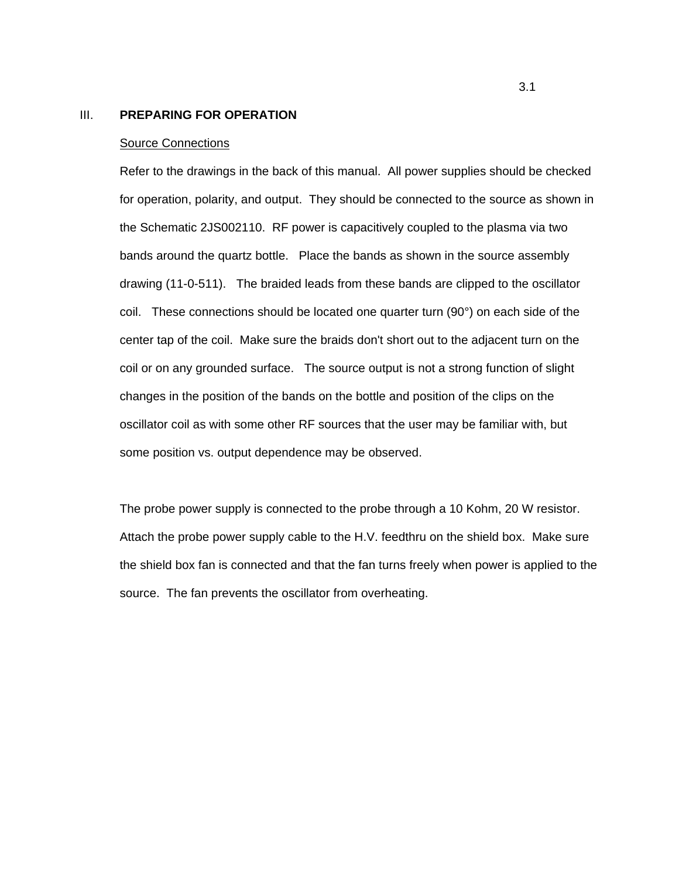# III. PREPARING FOR OPERATION

## Source Connections

Refer to the drawings in the back of this manual. All power supplies should be checked for operation, polarity, and output. They should be connected to the source as shown in the Schematic 2JS002110. RF power is capacitively coupled to the plasma via two bands around the quartz bottle. Place the bands as shown in the source assembly drawing (11-0-511). The braided leads from these bands are clipped to the oscillator coil. These connections should be located one quarter turn (90°) on each side of the center tap of the coil. Make sure the braids don't short out to the adjacent turn on the coil or on any grounded surface. The source output is not a strong function of slight changes in the position of the bands on the bottle and position of the clips on the oscillator coil as with some other RF sources that the user may be familiar with, but some position vs. output dependence may be observed.

The probe power supply is connected to the probe through a 10 Kohm, 20 W resistor. Attach the probe power supply cable to the H.V. feedthru on the shield box. Make sure the shield box fan is connected and that the fan turns freely when power is applied to the source. The fan prevents the oscillator from overheating.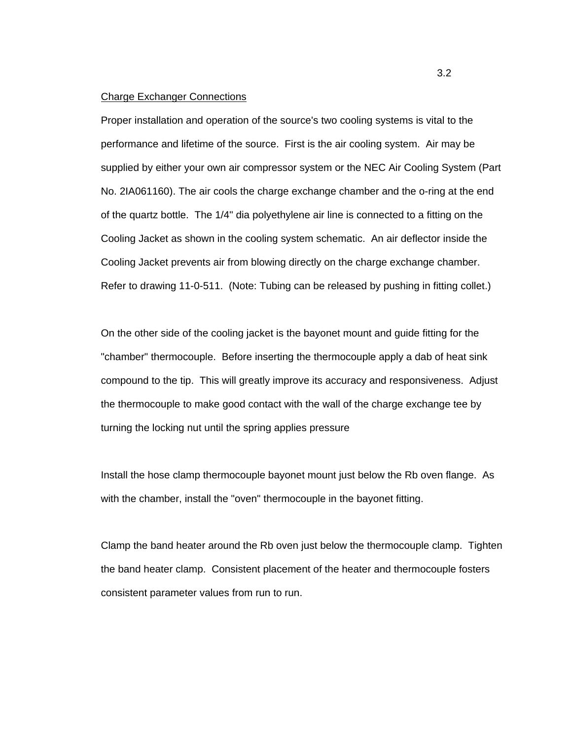<u>Charge Exchanger Connections</u>

Proper installation and operation of the source's two cooling systems is vital to the performance and lifetime of the source. First is the air cooling system. Air may be supplied by either your own air compressor system or the NEC Air Cooling System (Part No. 2IA061160). The air cools the charge exchange chamber and the o-ring at the end of the quartz bottle. The 1/4" dia polyethylene air line is connected to a fitting on the Cooling Jacket as shown in the cooling system schematic. An air deflector inside the Cooling Jacket prevents air from blowing directly on the charge exchange chamber. Refer to drawing 11-0-511. (Note: Tubing can be released by pushing in fitting collet.)

On the other side of the cooling jacket is the bayonet mount and guide fitting for the "chamber" thermocouple. Before inserting the thermocouple apply a dab of heat sink compound to the tip. This will greatly improve its accuracy and responsiveness. Adjust the thermocouple to make good contact with the wall of the charge exchange tee by turning the locking nut until the spring applies pressure

Install the hose clamp thermocouple bayonet mount just below the Rb oven flange. As with the chamber, install the "oven" thermocouple in the bayonet fitting.

Clamp the band heater around the Rb oven just below the thermocouple clamp. Tighten the band heater clamp. Consistent placement of the heater and thermocouple fosters consistent parameter values from run to run.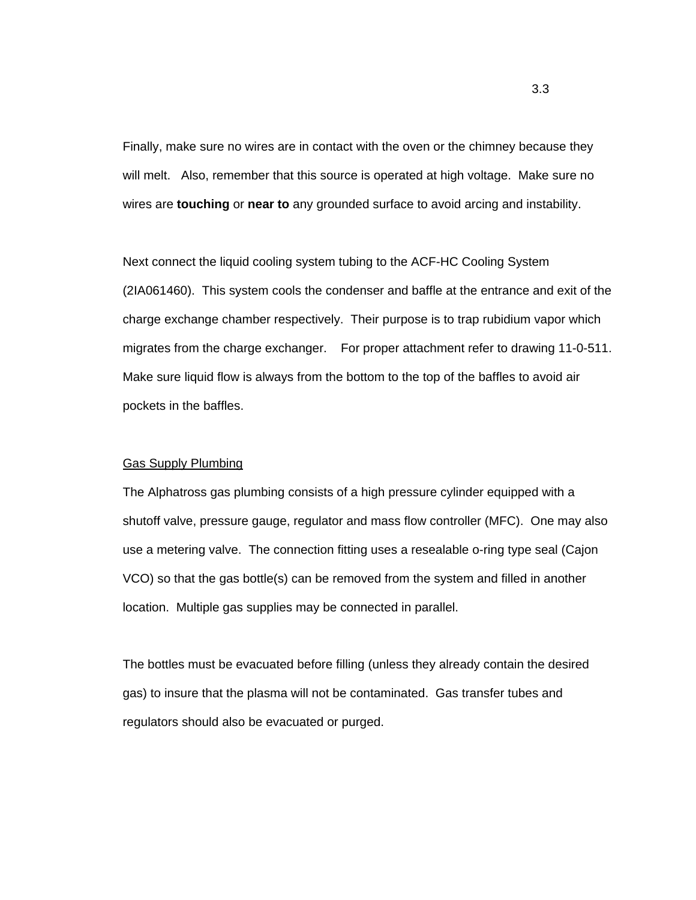Finally, make sure no wires are in contact with the oven or the chimney because they will melt. Also, remember that this source is operated at high voltage. Make sure no wires are **touching** or **near to** any grounded surface to avoid arcing and instability.

Next connect the liquid cooling system tubing to the ACF-HC Cooling System (2IA061460). This system cools the condenser and baffle at the entrance and exit of the charge exchange chamber respectively. Their purpose is to trap rubidium vapor which migrates from the charge exchanger. For proper attachment refer to drawing 11-0-511. Make sure liquid flow is always from the bottom to the top of the baffles to avoid air pockets in the baffles.

<u>Gas Supply Plumbing</u>

The Alphatross gas plumbing consists of a high pressure cylinder equipped with a shutoff valve, pressure gauge, regulator and mass flow controller (MFC). One may also use a metering valve. The connection fitting uses a resealable o-ring type seal (Cajon VCO) so that the gas bottle(s) can be removed from the system and filled in another location. Multiple gas supplies may be connected in parallel.

The bottles must be evacuated before filling (unless they already contain the desired gas) to insure that the plasma will not be contaminated. Gas transfer tubes and regulators should also be evacuated or purged.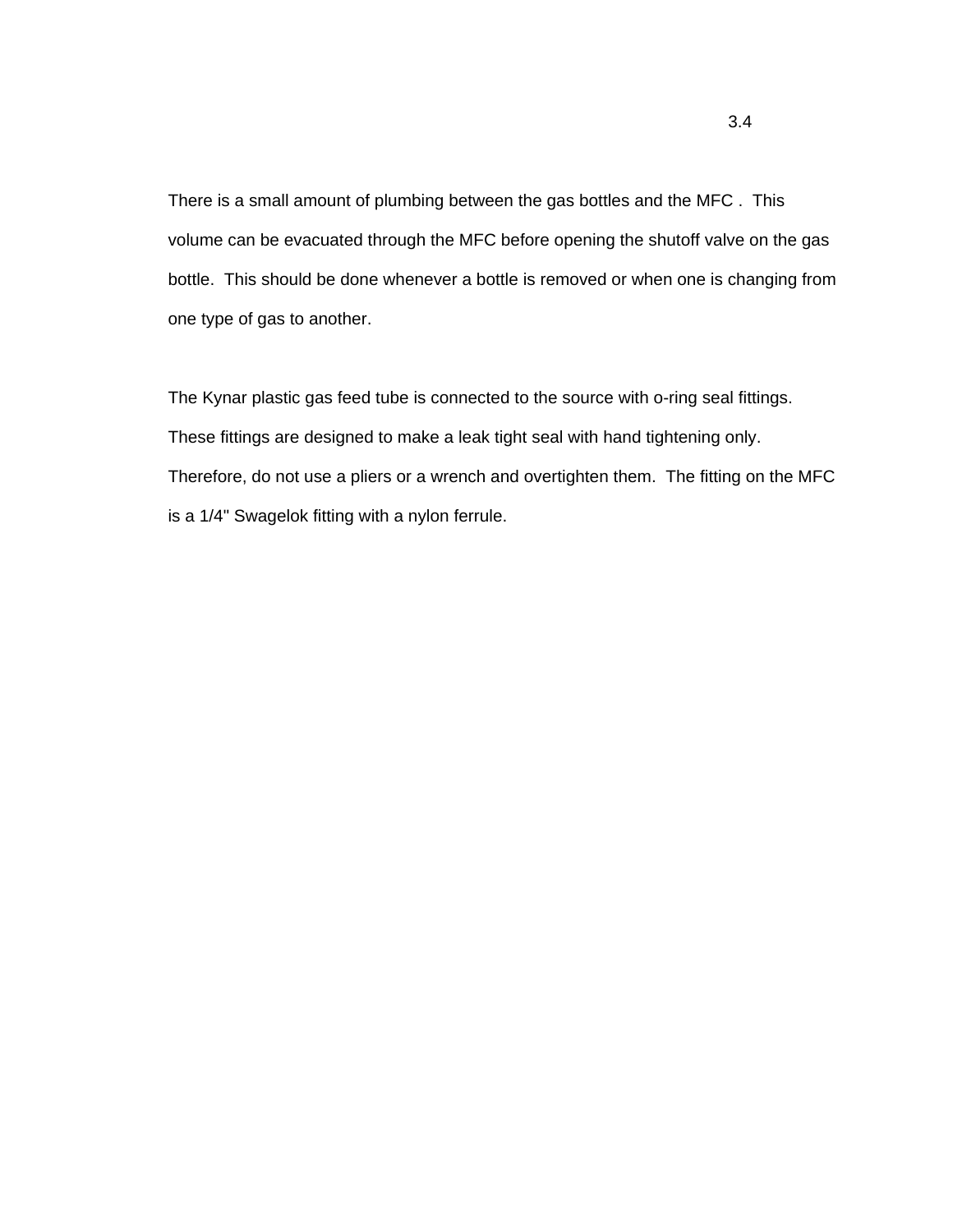There is a small amount of plumbing between the gas bottles and the MFC . This volume can be evacuated through the MFC before opening the shutoff valve on the gas bottle. This should be done whenever a bottle is removed or when one is changing from one type of gas to another.

The Kynar plastic gas feed tube is connected to the source with o-ring seal fittings. These fittings are designed to make a leak tight seal with hand tightening only. Therefore, do not use a pliers or a wrench and overtighten them. The fitting on the MFC is a 1/4" Swagelok fitting with a nylon ferrule.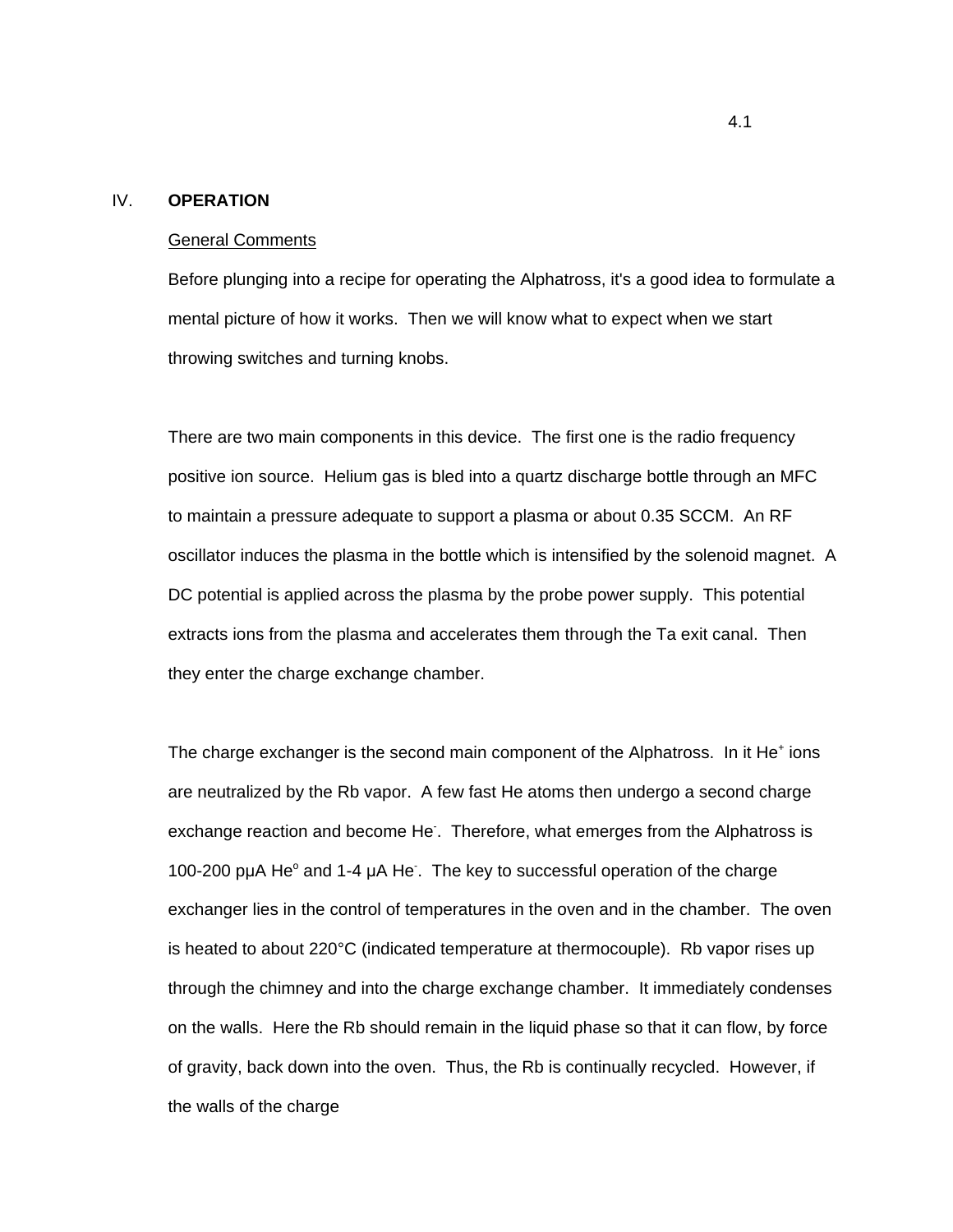# IV. OPERATION

## General Comments

Before plunging into a recipe for operating the Alphatross, it's a good idea to formulate a mental picture of how it works. Then we will know what to expect when we start throwing switches and turning knobs.

There are two main components in this device. The first one is the radio frequency positive ion source. Helium gas is bled into a quartz discharge bottle through an MFC to maintain a pressure adequate to support a plasma or about 0.35 SCCM. An RF oscillator induces the plasma in the bottle which is intensified by the solenoid magnet. A DC potential is applied across the plasma by the probe power supply. This potential extracts ions from the plasma and accelerates them through the Ta exit canal. Then they enter the charge exchange chamber.

The charge exchanger is the second main component of the Alphatross. In it $He^+$ ions are neutralized by the Rb vapor. A few fast He atoms then undergo a second charge exchange reaction and become $He^-$. Therefore, what emerges from the Alphatross is 100-200 pμA $He^o$ and 1-4 μA $He^-$. The key to successful operation of the charge exchanger lies in the control of temperatures in the oven and in the chamber. The oven is heated to about 220°C (indicated temperature at thermocouple). Rb vapor rises up through the chimney and into the charge exchange chamber. It immediately condenses on the walls. Here the Rb should remain in the liquid phase so that it can flow, by force of gravity, back down into the oven. Thus, the Rb is continually recycled. However, if the walls of the charge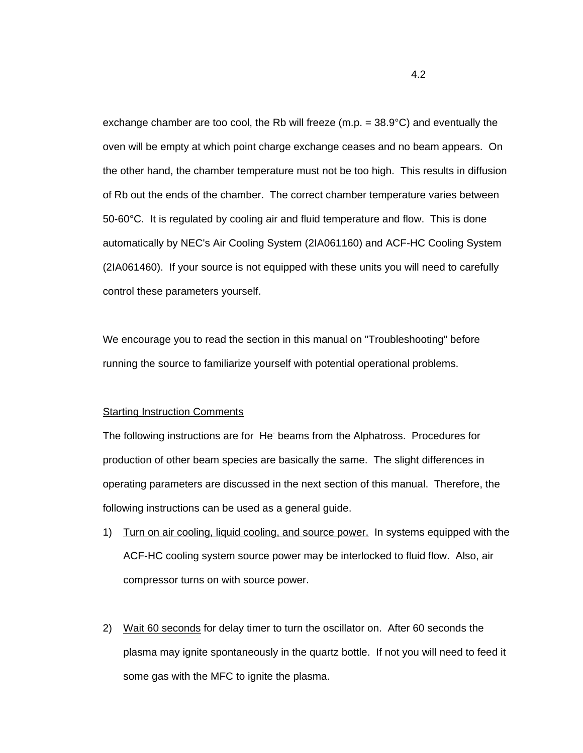exchange chamber are too cool, the Rb will freeze (m.p. = 38.9°C) and eventually the oven will be empty at which point charge exchange ceases and no beam appears. On the other hand, the chamber temperature must not be too high. This results in diffusion of Rb out the ends of the chamber. The correct chamber temperature varies between 50-60°C. It is regulated by cooling air and fluid temperature and flow. This is done automatically by NEC's Air Cooling System (2IA061160) and ACF-HC Cooling System (2IA061460). If your source is not equipped with these units you will need to carefully control these parameters yourself.

We encourage you to read the section in this manual on "Troubleshooting" before running the source to familiarize yourself with potential operational problems.

## Starting Instruction Comments

The following instructions are for $He^-$ beams from the Alphatross. Procedures for production of other beam species are basically the same. The slight differences in operating parameters are discussed in the next section of this manual. Therefore, the following instructions can be used as a general guide.

1) Turn on air cooling, liquid cooling, and source power. In systems equipped with the ACF-HC cooling system source power may be interlocked to fluid flow. Also, air compressor turns on with source power.

2) Wait 60 seconds for delay timer to turn the oscillator on. After 60 seconds the plasma may ignite spontaneously in the quartz bottle. If not you will need to feed it some gas with the MFC to ignite the plasma.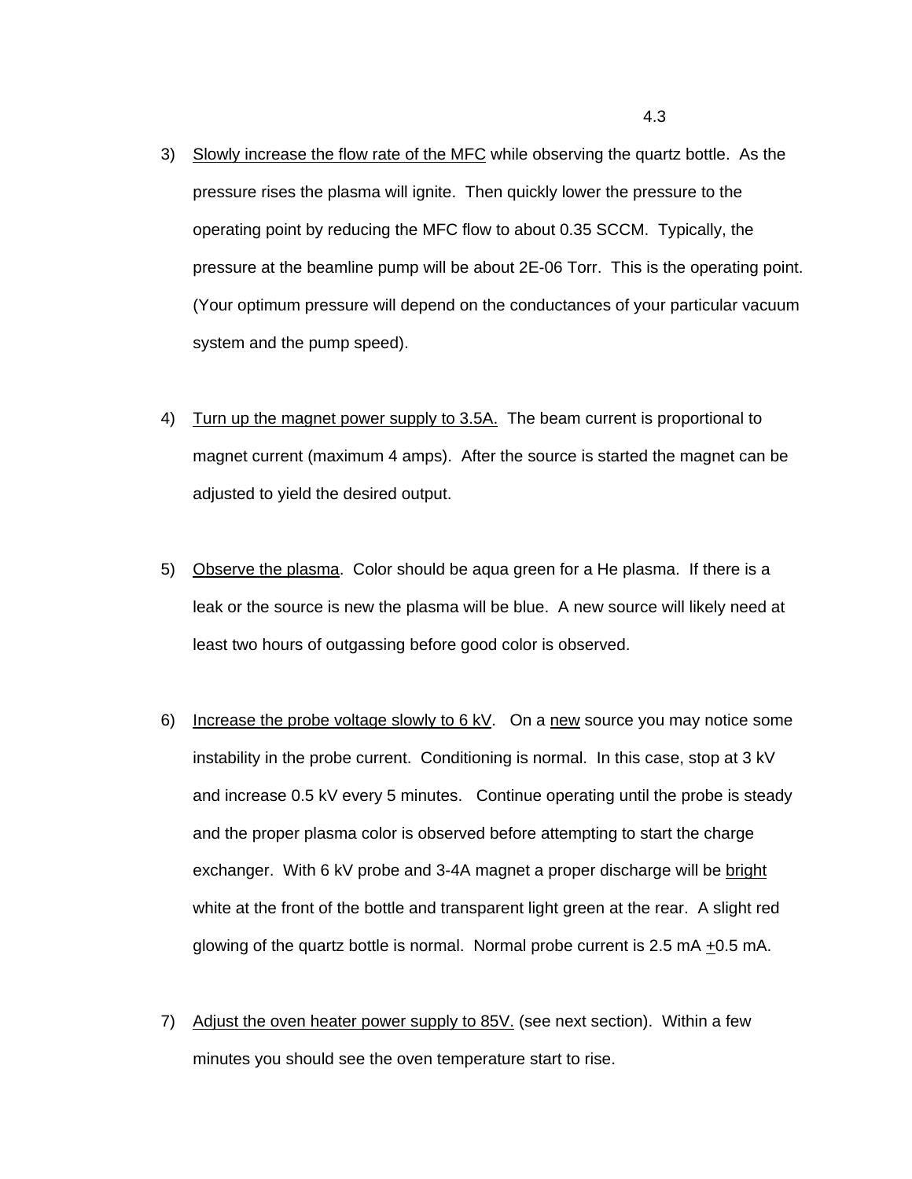3) Slowly increase the flow rate of the MFC while observing the quartz bottle. As the pressure rises the plasma will ignite. Then quickly lower the pressure to the operating point by reducing the MFC flow to about 0.35 SCCM. Typically, the pressure at the beamline pump will be about 2E-06 Torr. This is the operating point. (Your optimum pressure will depend on the conductances of your particular vacuum system and the pump speed).

4) Turn up the magnet power supply to 3.5A. The beam current is proportional to magnet current (maximum 4 amps). After the source is started the magnet can be adjusted to yield the desired output.

5) Observe the plasma. Color should be aqua green for a He plasma. If there is a leak or the source is new the plasma will be blue. A new source will likely need at least two hours of outgassing before good color is observed.

6) Increase the probe voltage slowly to 6 kV. On a new source you may notice some instability in the probe current. Conditioning is normal. In this case, stop at 3 kV and increase 0.5 kV every 5 minutes. Continue operating until the probe is steady and the proper plasma color is observed before attempting to start the charge exchanger. With 6 kV probe and 3-4A magnet a proper discharge will be bright white at the front of the bottle and transparent light green at the rear. A slight red glowing of the quartz bottle is normal. Normal probe current is 2.5 mA $\pm$0.5 mA.

7) Adjust the oven heater power supply to 85V. (see next section). Within a few minutes you should see the oven temperature start to rise.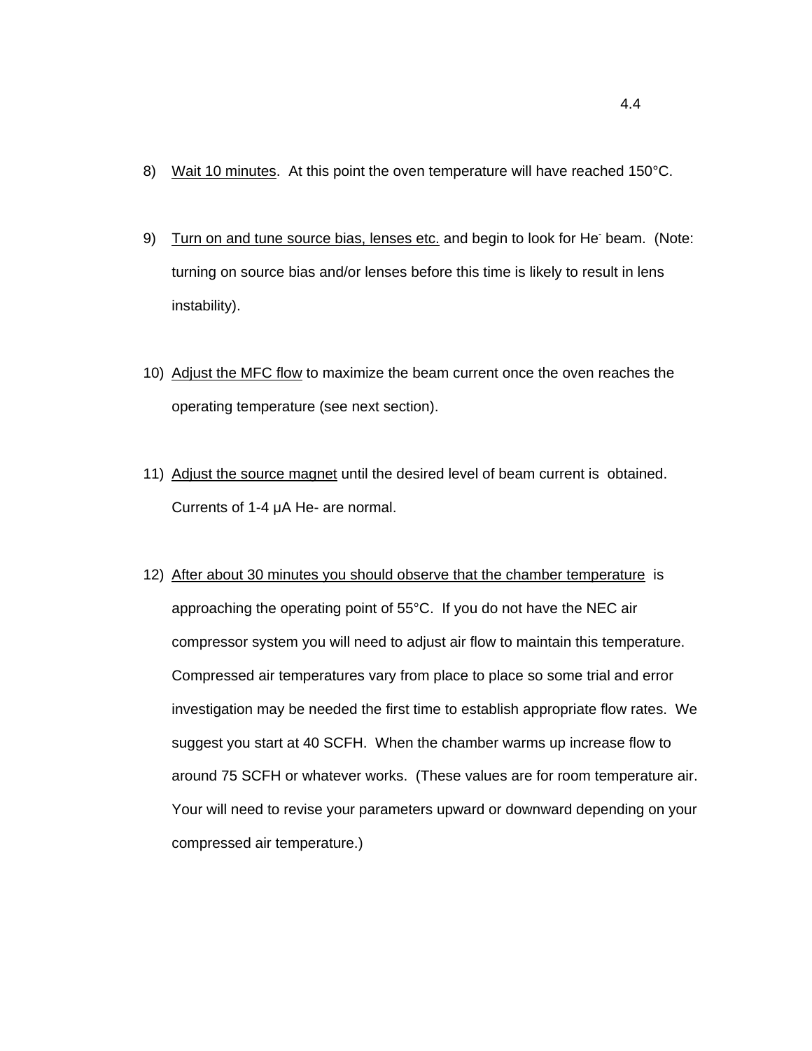8) Wait 10 minutes. At this point the oven temperature will have reached 150°C.

9) Turn on and tune source bias, lenses etc. and begin to look for $He^-$ beam. (Note: turning on source bias and/or lenses before this time is likely to result in lens instability).

10) Adjust the MFC flow to maximize the beam current once the oven reaches the operating temperature (see next section).

11) Adjust the source magnet until the desired level of beam current is obtained. Currents of 1-4 µA He- are normal.

12) After about 30 minutes you should observe that the chamber temperature is approaching the operating point of 55°C. If you do not have the NEC air compressor system you will need to adjust air flow to maintain this temperature. Compressed air temperatures vary from place to place so some trial and error investigation may be needed the first time to establish appropriate flow rates. We suggest you start at 40 SCFH. When the chamber warms up increase flow to around 75 SCFH or whatever works. (These values are for room temperature air. Your will need to revise your parameters upward or downward depending on your compressed air temperature.)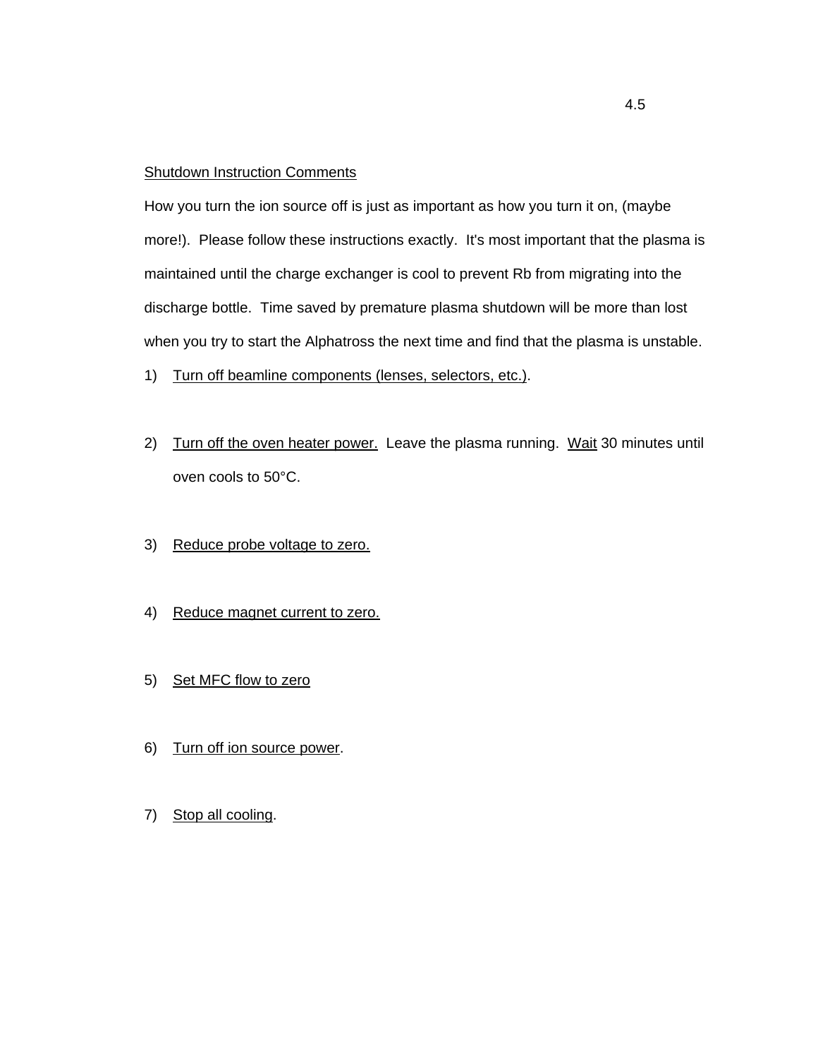## Shutdown Instruction Comments

How you turn the ion source off is just as important as how you turn it on, (maybe more!). Please follow these instructions exactly. It's most important that the plasma is maintained until the charge exchanger is cool to prevent Rb from migrating into the discharge bottle. Time saved by premature plasma shutdown will be more than lost when you try to start the Alphatross the next time and find that the plasma is unstable.

1) Turn off beamline components (lenses, selectors, etc.).

2) Turn off the oven heater power. Leave the plasma running. Wait 30 minutes until oven cools to 50°C.

3) Reduce probe voltage to zero.

4) Reduce magnet current to zero.

5) Set MFC flow to zero

6) Turn off ion source power.

7) Stop all cooling.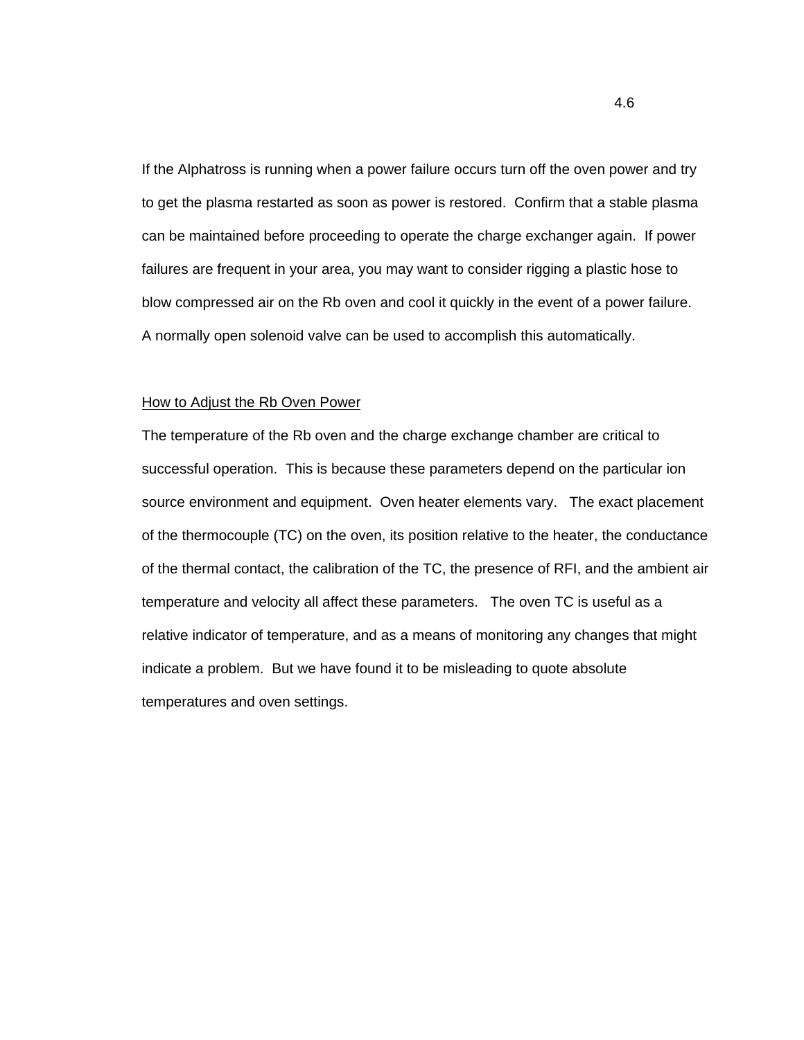If the Alphatross is running when a power failure occurs turn off the oven power and try to get the plasma restarted as soon as power is restored. Confirm that a stable plasma can be maintained before proceeding to operate the charge exchanger again. If power failures are frequent in your area, you may want to consider rigging a plastic hose to blow compressed air on the Rb oven and cool it quickly in the event of a power failure. A normally open solenoid valve can be used to accomplish this automatically.

<u>How to Adjust the Rb Oven Power</u>

The temperature of the Rb oven and the charge exchange chamber are critical to successful operation. This is because these parameters depend on the particular ion source environment and equipment. Oven heater elements vary. The exact placement of the thermocouple (TC) on the oven, its position relative to the heater, the conductance of the thermal contact, the calibration of the TC, the presence of RFI, and the ambient air temperature and velocity all affect these parameters. The oven TC is useful as a relative indicator of temperature, and as a means of monitoring any changes that might indicate a problem. But we have found it to be misleading to quote absolute temperatures and oven settings.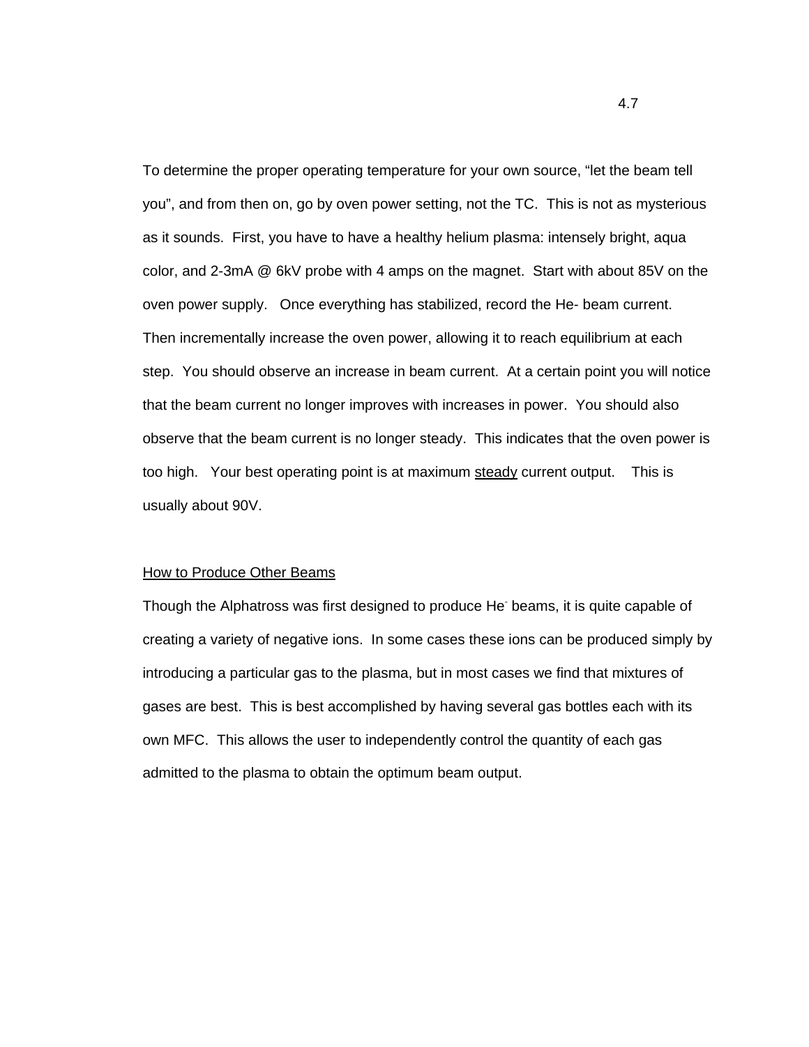To determine the proper operating temperature for your own source, “let the beam tell you”, and from then on, go by oven power setting, not the TC.  This is not as mysterious as it sounds.  First, you have to have a healthy helium plasma: intensely bright, aqua color, and 2-3mA @ 6kV probe with 4 amps on the magnet.  Start with about 85V on the oven power supply.   Once everything has stabilized, record the He- beam current.  Then incrementally increase the oven power, allowing it to reach equilibrium at each step.  You should observe an increase in beam current.  At a certain point you will notice that the beam current no longer improves with increases in power.  You should also observe that the beam current is no longer steady.  This indicates that the oven power is too high.   Your best operating point is at maximum <u>steady</u> current output.   This is usually about 90V.

## How to Produce Other Beams

Though the Alphatross was first designed to produce $He^-$ beams, it is quite capable of creating a variety of negative ions.  In some cases these ions can be produced simply by introducing a particular gas to the plasma, but in most cases we find that mixtures of gases are best.  This is best accomplished by having several gas bottles each with its own MFC.  This allows the user to independently control the quantity of each gas admitted to the plasma to obtain the optimum beam output.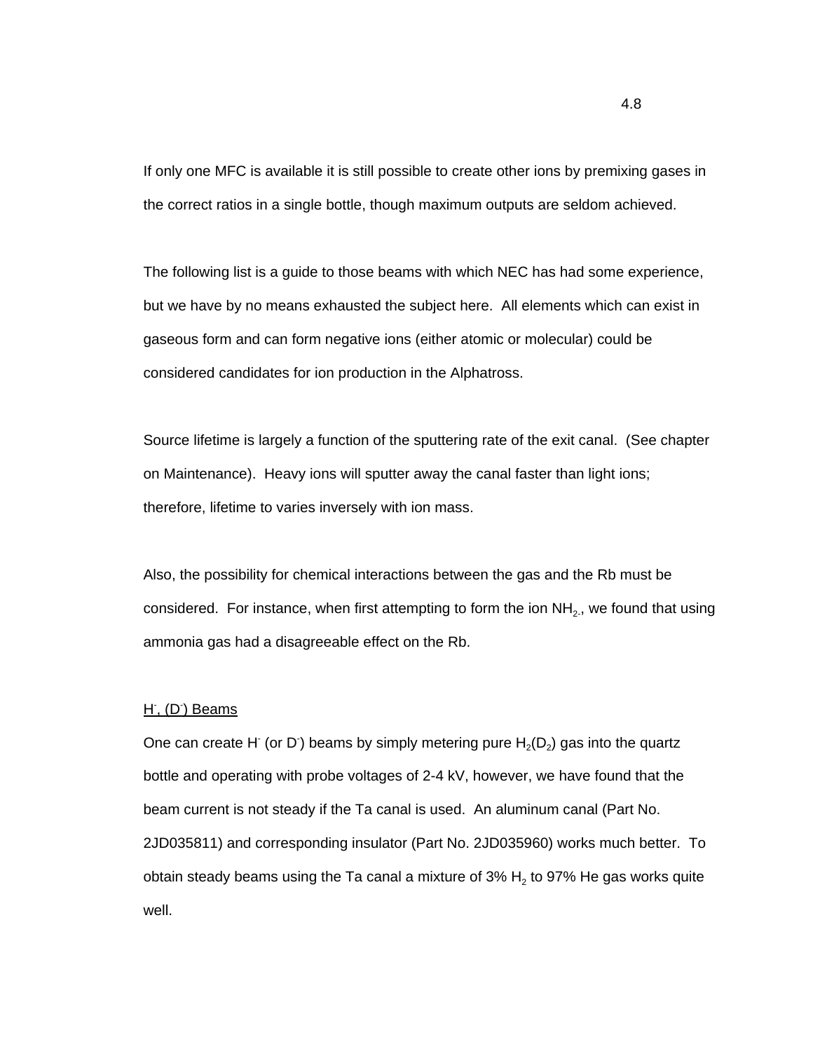If only one MFC is available it is still possible to create other ions by premixing gases in the correct ratios in a single bottle, though maximum outputs are seldom achieved.

The following list is a guide to those beams with which NEC has had some experience, but we have by no means exhausted the subject here. All elements which can exist in gaseous form and can form negative ions (either atomic or molecular) could be considered candidates for ion production in the Alphatross.

Source lifetime is largely a function of the sputtering rate of the exit canal. (See chapter on Maintenance). Heavy ions will sputter away the canal faster than light ions; therefore, lifetime to varies inversely with ion mass.

Also, the possibility for chemical interactions between the gas and the Rb must be considered. For instance, when first attempting to form the ion $NH_2^-$, we found that using ammonia gas had a disagreeable effect on the Rb.

<u>$H^-$, ($D^-$) Beams</u>

One can create $H^-$ (or $D^-$) beams by simply metering pure $H_2$($D_2$) gas into the quartz bottle and operating with probe voltages of 2-4 kV, however, we have found that the beam current is not steady if the Ta canal is used. An aluminum canal (Part No. 2JD035811) and corresponding insulator (Part No. 2JD035960) works much better. To obtain steady beams using the Ta canal a mixture of 3% $H_2$ to 97% He gas works quite well.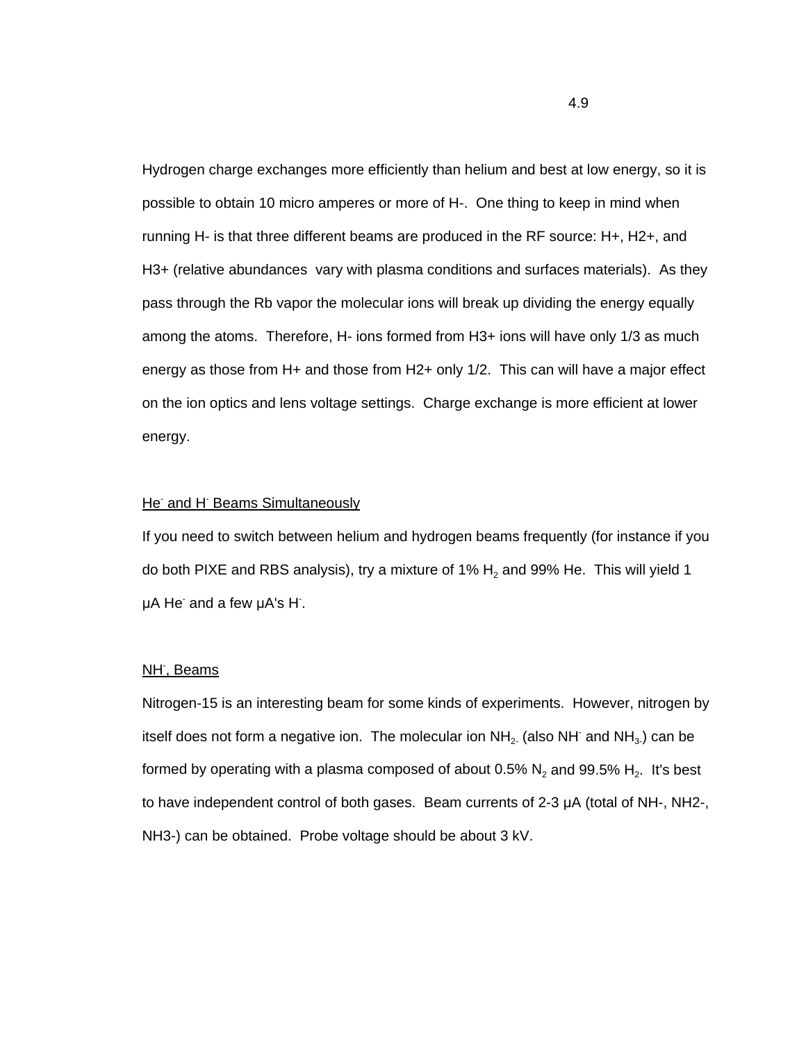Hydrogen charge exchanges more efficiently than helium and best at low energy, so it is possible to obtain 10 micro amperes or more of H-. One thing to keep in mind when running H- is that three different beams are produced in the RF source: H+, H2+, and H3+ (relative abundances vary with plasma conditions and surfaces materials). As they pass through the Rb vapor the molecular ions will break up dividing the energy equally among the atoms. Therefore, H- ions formed from H3+ ions will have only 1/3 as much energy as those from H+ and those from H2+ only 1/2. This can will have a major effect on the ion optics and lens voltage settings. Charge exchange is more efficient at lower energy.

### $He^-$ and $H^-$ Beams Simultaneously

If you need to switch between helium and hydrogen beams frequently (for instance if you do both PIXE and RBS analysis), try a mixture of 1% $H_2$ and 99% He. This will yield 1 μA $He^-$ and a few μA's $H^-$.

### $NH^-$, Beams

Nitrogen-15 is an interesting beam for some kinds of experiments. However, nitrogen by itself does not form a negative ion. The molecular ion $NH_{2^-}$ (also $NH^-$ and $NH_{3^-}$) can be formed by operating with a plasma composed of about 0.5% $N_2$ and 99.5% $H_2$. It's best to have independent control of both gases. Beam currents of 2-3 μA (total of NH-, NH2-, NH3-) can be obtained. Probe voltage should be about 3 kV.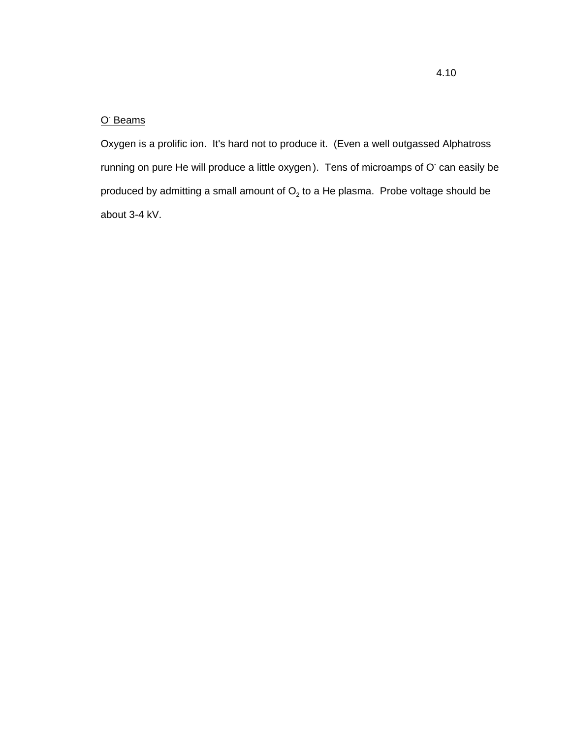## $O^-$ Beams

Oxygen is a prolific ion. It's hard not to produce it. (Even a well outgassed Alphatross running on pure He will produce a little oxygen). Tens of microamps of $O^-$ can easily be produced by admitting a small amount of $O_2$ to a He plasma. Probe voltage should be about 3-4 kV.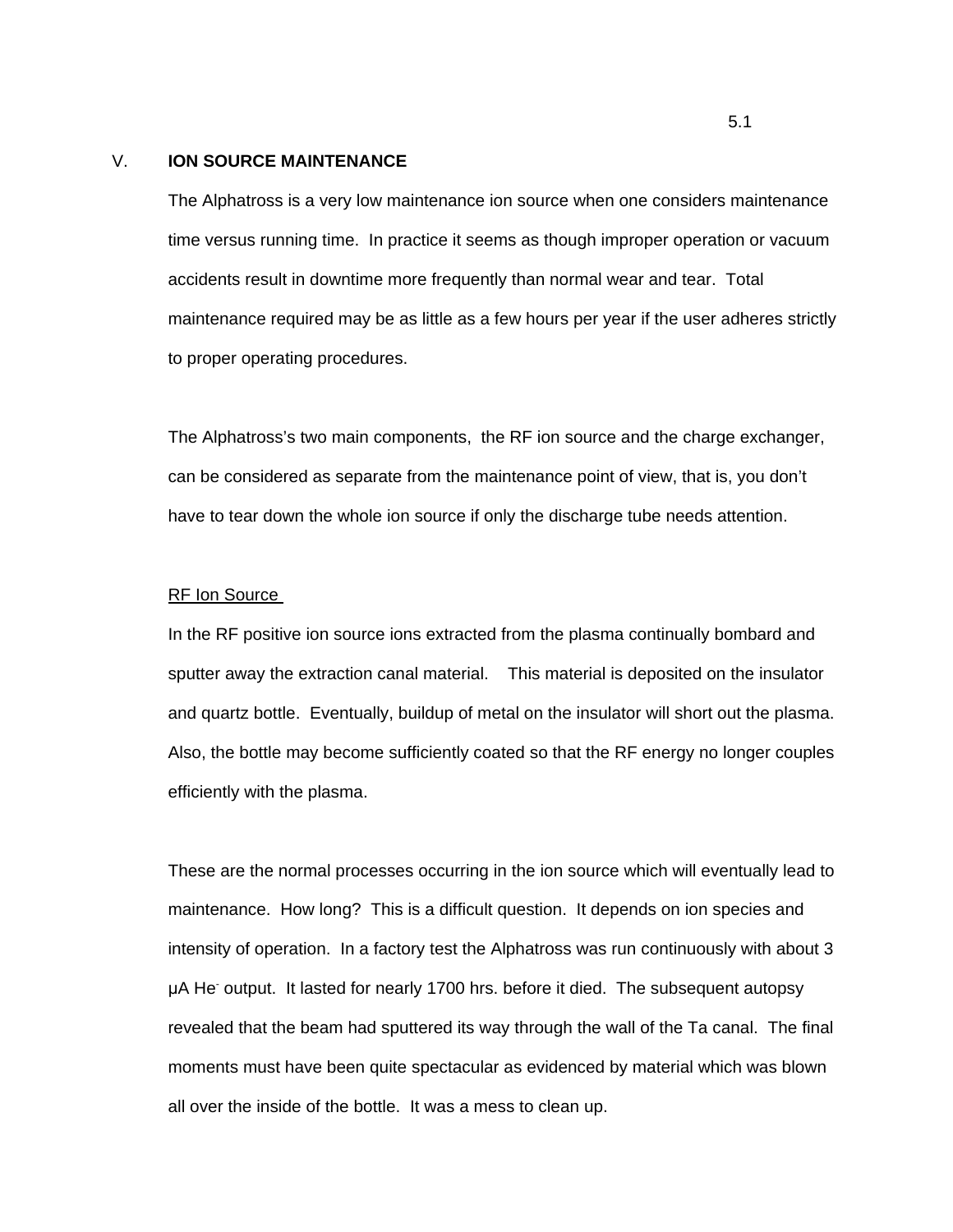## V. ION SOURCE MAINTENANCE

The Alphatross is a very low maintenance ion source when one considers maintenance time versus running time. In practice it seems as though improper operation or vacuum accidents result in downtime more frequently than normal wear and tear. Total maintenance required may be as little as a few hours per year if the user adheres strictly to proper operating procedures.

The Alphatross's two main components, the RF ion source and the charge exchanger, can be considered as separate from the maintenance point of view, that is, you don't have to tear down the whole ion source if only the discharge tube needs attention.

RF Ion Source

In the RF positive ion source ions extracted from the plasma continually bombard and sputter away the extraction canal material. This material is deposited on the insulator and quartz bottle. Eventually, buildup of metal on the insulator will short out the plasma. Also, the bottle may become sufficiently coated so that the RF energy no longer couples efficiently with the plasma.

These are the normal processes occurring in the ion source which will eventually lead to maintenance. How long? This is a difficult question. It depends on ion species and intensity of operation. In a factory test the Alphatross was run continuously with about 3 μA $He^-$ output. It lasted for nearly 1700 hrs. before it died. The subsequent autopsy revealed that the beam had sputtered its way through the wall of the Ta canal. The final moments must have been quite spectacular as evidenced by material which was blown all over the inside of the bottle. It was a mess to clean up.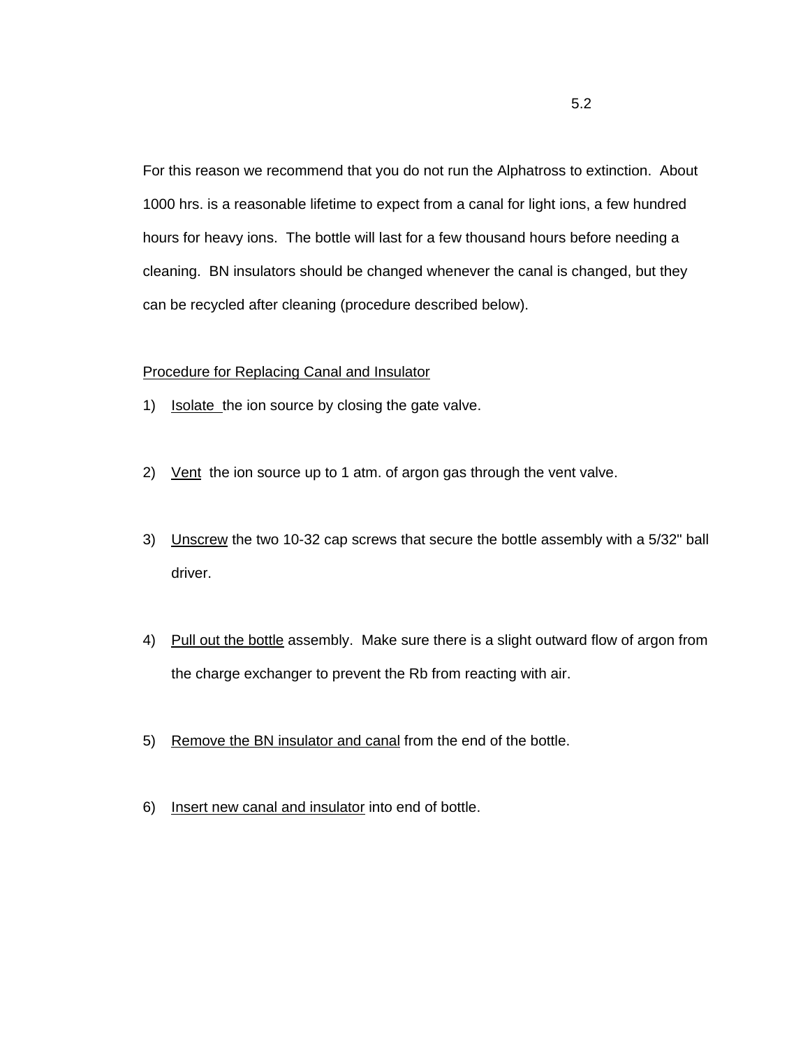For this reason we recommend that you do not run the Alphatross to extinction. About 1000 hrs. is a reasonable lifetime to expect from a canal for light ions, a few hundred hours for heavy ions. The bottle will last for a few thousand hours before needing a cleaning. BN insulators should be changed whenever the canal is changed, but they can be recycled after cleaning (procedure described below).

<u>Procedure for Replacing Canal and Insulator</u>

1) <u>Isolate</u> the ion source by closing the gate valve.

2) <u>Vent</u> the ion source up to 1 atm. of argon gas through the vent valve.

3) <u>Unscrew</u> the two 10-32 cap screws that secure the bottle assembly with a 5/32" ball driver.

4) <u>Pull out the bottle</u> assembly. Make sure there is a slight outward flow of argon from the charge exchanger to prevent the Rb from reacting with air.

5) <u>Remove the BN insulator and canal</u> from the end of the bottle.

6) <u>Insert new canal and insulator</u> into end of bottle.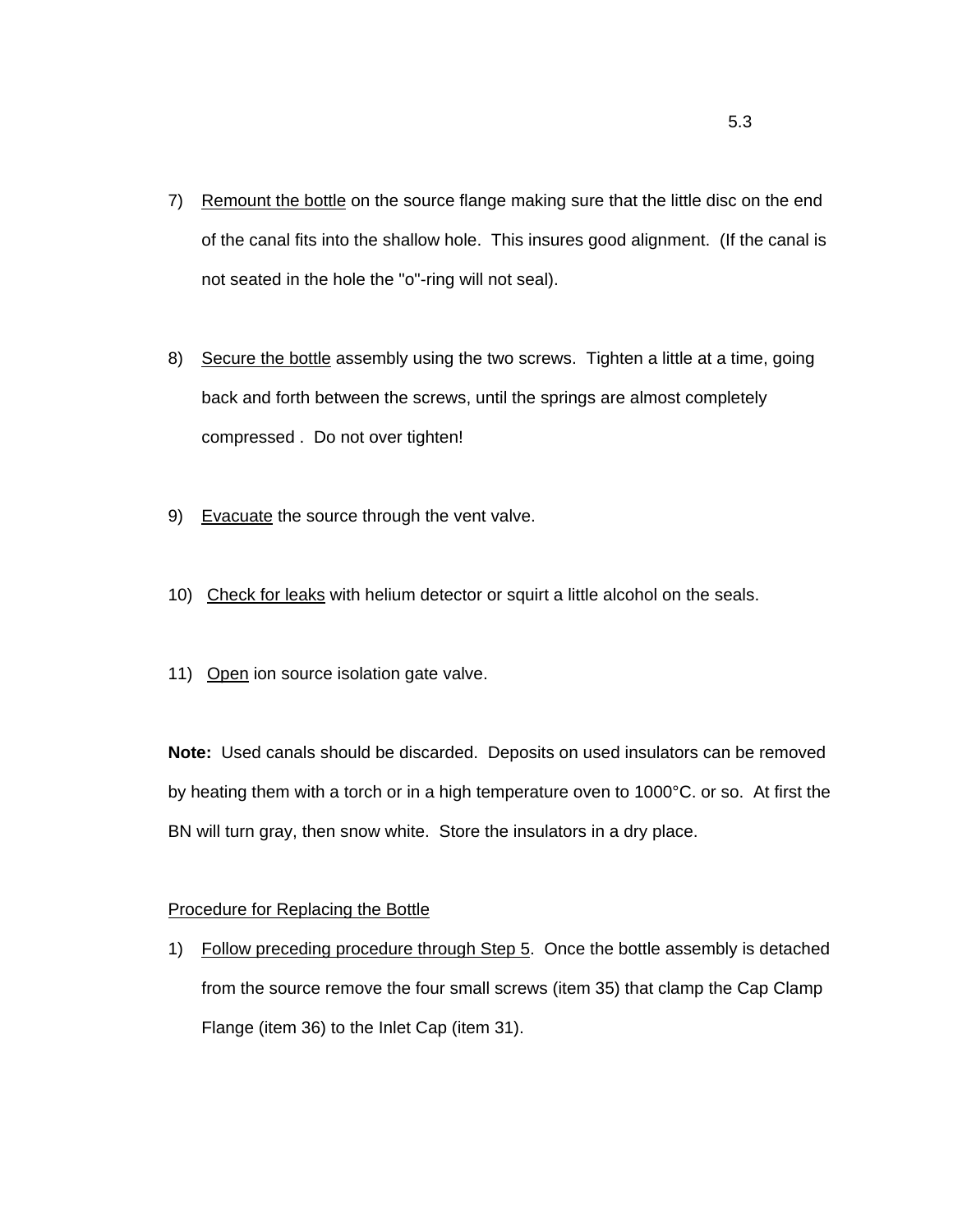7) Remount the bottle on the source flange making sure that the little disc on the end of the canal fits into the shallow hole. This insures good alignment. (If the canal is not seated in the hole the "o"-ring will not seal).

8) Secure the bottle assembly using the two screws. Tighten a little at a time, going back and forth between the screws, until the springs are almost completely compressed . Do not over tighten!

9) Evacuate the source through the vent valve.

10) Check for leaks with helium detector or squirt a little alcohol on the seals.

11) Open ion source isolation gate valve.

**Note:** Used canals should be discarded. Deposits on used insulators can be removed by heating them with a torch or in a high temperature oven to 1000°C. or so. At first the BN will turn gray, then snow white. Store the insulators in a dry place.

Procedure for Replacing the Bottle

1) Follow preceding procedure through Step 5. Once the bottle assembly is detached from the source remove the four small screws (item 35) that clamp the Cap Clamp Flange (item 36) to the Inlet Cap (item 31).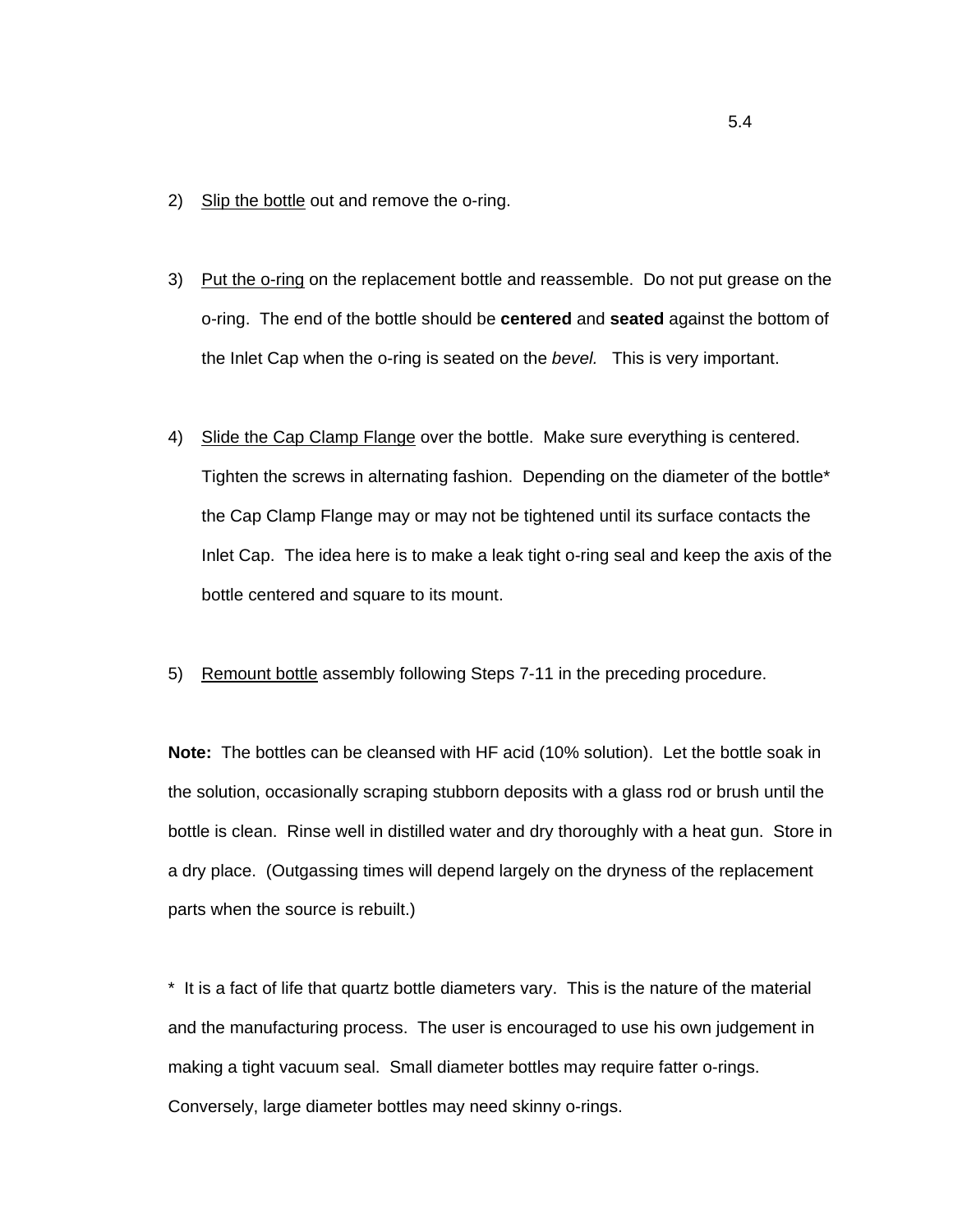2) <u>Slip the bottle</u> out and remove the o-ring.

3) <u>Put the o-ring</u> on the replacement bottle and reassemble. Do not put grease on the o-ring. The end of the bottle should be **centered** and **seated** against the bottom of the Inlet Cap when the o-ring is seated on the *bevel.* This is very important.

4) <u>Slide the Cap Clamp Flange</u> over the bottle. Make sure everything is centered. Tighten the screws in alternating fashion. Depending on the diameter of the bottle* the Cap Clamp Flange may or may not be tightened until its surface contacts the Inlet Cap. The idea here is to make a leak tight o-ring seal and keep the axis of the bottle centered and square to its mount.

5) <u>Remount bottle</u> assembly following Steps 7-11 in the preceding procedure.

**Note:** The bottles can be cleansed with HF acid (10% solution). Let the bottle soak in the solution, occasionally scraping stubborn deposits with a glass rod or brush until the bottle is clean. Rinse well in distilled water and dry thoroughly with a heat gun. Store in a dry place. (Outgassing times will depend largely on the dryness of the replacement parts when the source is rebuilt.)

\* It is a fact of life that quartz bottle diameters vary. This is the nature of the material and the manufacturing process. The user is encouraged to use his own judgement in making a tight vacuum seal. Small diameter bottles may require fatter o-rings. Conversely, large diameter bottles may need skinny o-rings.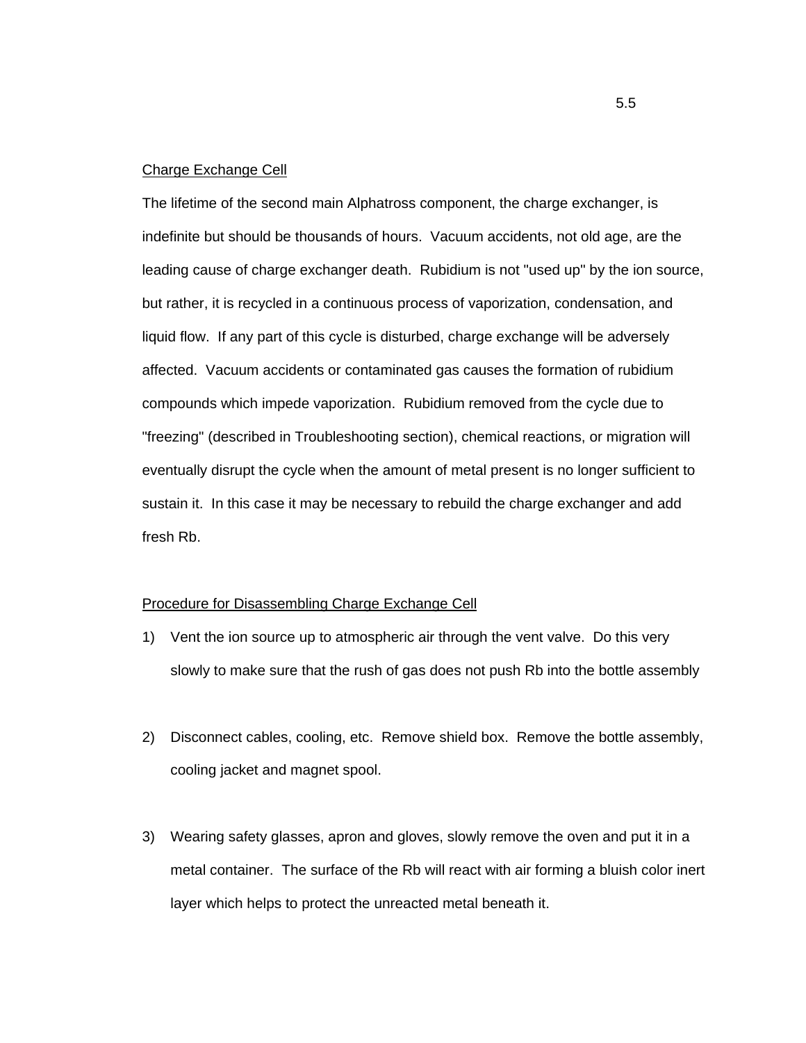Charge Exchange Cell

The lifetime of the second main Alphatross component, the charge exchanger, is indefinite but should be thousands of hours. Vacuum accidents, not old age, are the leading cause of charge exchanger death. Rubidium is not "used up" by the ion source, but rather, it is recycled in a continuous process of vaporization, condensation, and liquid flow. If any part of this cycle is disturbed, charge exchange will be adversely affected. Vacuum accidents or contaminated gas causes the formation of rubidium compounds which impede vaporization. Rubidium removed from the cycle due to "freezing" (described in Troubleshooting section), chemical reactions, or migration will eventually disrupt the cycle when the amount of metal present is no longer sufficient to sustain it. In this case it may be necessary to rebuild the charge exchanger and add fresh Rb.

Procedure for Disassembling Charge Exchange Cell

1) Vent the ion source up to atmospheric air through the vent valve. Do this very slowly to make sure that the rush of gas does not push Rb into the bottle assembly

2) Disconnect cables, cooling, etc. Remove shield box. Remove the bottle assembly, cooling jacket and magnet spool.

3) Wearing safety glasses, apron and gloves, slowly remove the oven and put it in a metal container. The surface of the Rb will react with air forming a bluish color inert layer which helps to protect the unreacted metal beneath it.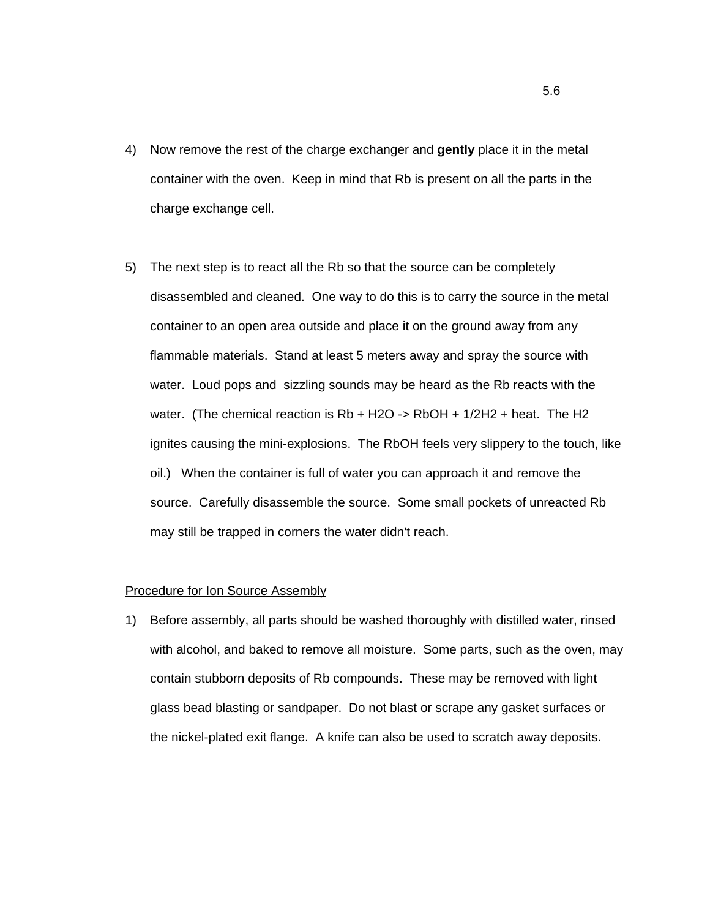4) Now remove the rest of the charge exchanger and **gently** place it in the metal container with the oven. Keep in mind that Rb is present on all the parts in the charge exchange cell.

5) The next step is to react all the Rb so that the source can be completely disassembled and cleaned. One way to do this is to carry the source in the metal container to an open area outside and place it on the ground away from any flammable materials. Stand at least 5 meters away and spray the source with water. Loud pops and sizzling sounds may be heard as the Rb reacts with the water. (The chemical reaction is $Rb + H_2O \rightarrow RbOH + 1/2H_2 + heat$. The $H_2$ ignites causing the mini-explosions. The RbOH feels very slippery to the touch, like oil.) When the container is full of water you can approach it and remove the source. Carefully disassemble the source. Some small pockets of unreacted Rb may still be trapped in corners the water didn't reach.

<u>Procedure for Ion Source Assembly</u>

1) Before assembly, all parts should be washed thoroughly with distilled water, rinsed with alcohol, and baked to remove all moisture. Some parts, such as the oven, may contain stubborn deposits of Rb compounds. These may be removed with light glass bead blasting or sandpaper. Do not blast or scrape any gasket surfaces or the nickel-plated exit flange. A knife can also be used to scratch away deposits.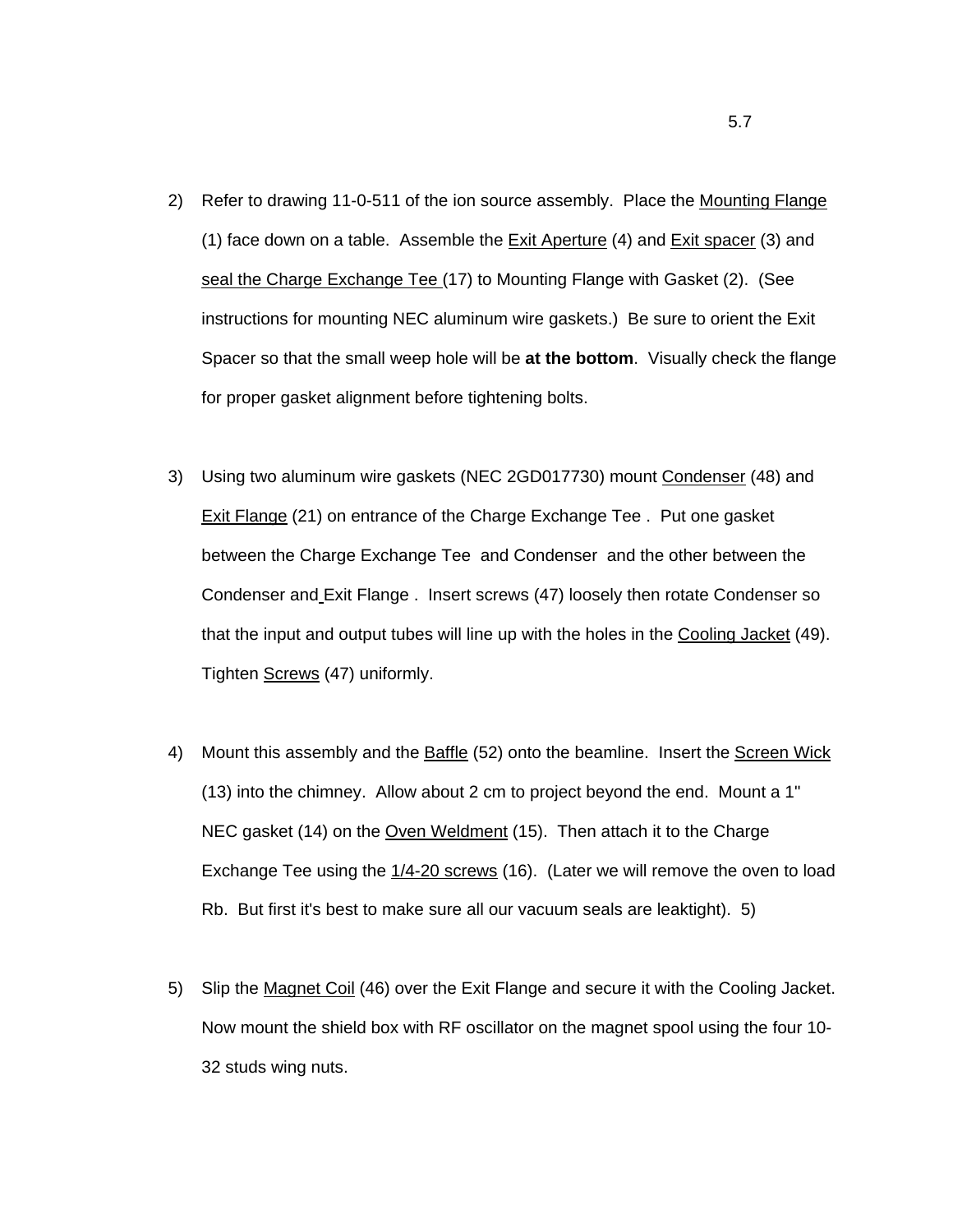2) Refer to drawing 11-0-511 of the ion source assembly. Place the Mounting Flange (1) face down on a table. Assemble the Exit Aperture (4) and Exit spacer (3) and seal the Charge Exchange Tee (17) to Mounting Flange with Gasket (2). (See instructions for mounting NEC aluminum wire gaskets.) Be sure to orient the Exit Spacer so that the small weep hole will be **at the bottom**. Visually check the flange for proper gasket alignment before tightening bolts.

3) Using two aluminum wire gaskets (NEC 2GD017730) mount Condenser (48) and Exit Flange (21) on entrance of the Charge Exchange Tee . Put one gasket between the Charge Exchange Tee and Condenser and the other between the Condenser and Exit Flange . Insert screws (47) loosely then rotate Condenser so that the input and output tubes will line up with the holes in the Cooling Jacket (49). Tighten Screws (47) uniformly.

4) Mount this assembly and the Baffle (52) onto the beamline. Insert the Screen Wick (13) into the chimney. Allow about 2 cm to project beyond the end. Mount a 1" NEC gasket (14) on the Oven Weldment (15). Then attach it to the Charge Exchange Tee using the 1/4-20 screws (16). (Later we will remove the oven to load Rb. But first it's best to make sure all our vacuum seals are leaktight). 5)

5) Slip the Magnet Coil (46) over the Exit Flange and secure it with the Cooling Jacket. Now mount the shield box with RF oscillator on the magnet spool using the four 10-32 studs wing nuts.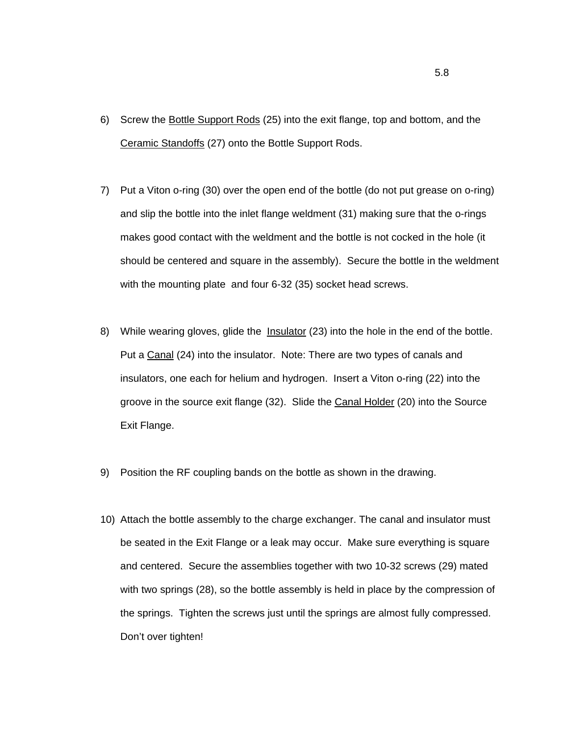6) Screw the <u>Bottle Support Rods</u> (25) into the exit flange, top and bottom, and the <u>Ceramic Standoffs</u> (27) onto the Bottle Support Rods.

7) Put a Viton o-ring (30) over the open end of the bottle (do not put grease on o-ring) and slip the bottle into the inlet flange weldment (31) making sure that the o-rings makes good contact with the weldment and the bottle is not cocked in the hole (it should be centered and square in the assembly). Secure the bottle in the weldment with the mounting plate and four 6-32 (35) socket head screws.

8) While wearing gloves, glide the <u>Insulator</u> (23) into the hole in the end of the bottle. Put a <u>Canal</u> (24) into the insulator. Note: There are two types of canals and insulators, one each for helium and hydrogen. Insert a Viton o-ring (22) into the groove in the source exit flange (32). Slide the <u>Canal Holder</u> (20) into the Source Exit Flange.

9) Position the RF coupling bands on the bottle as shown in the drawing.

10) Attach the bottle assembly to the charge exchanger. The canal and insulator must be seated in the Exit Flange or a leak may occur. Make sure everything is square and centered. Secure the assemblies together with two 10-32 screws (29) mated with two springs (28), so the bottle assembly is held in place by the compression of the springs. Tighten the screws just until the springs are almost fully compressed. Don't over tighten!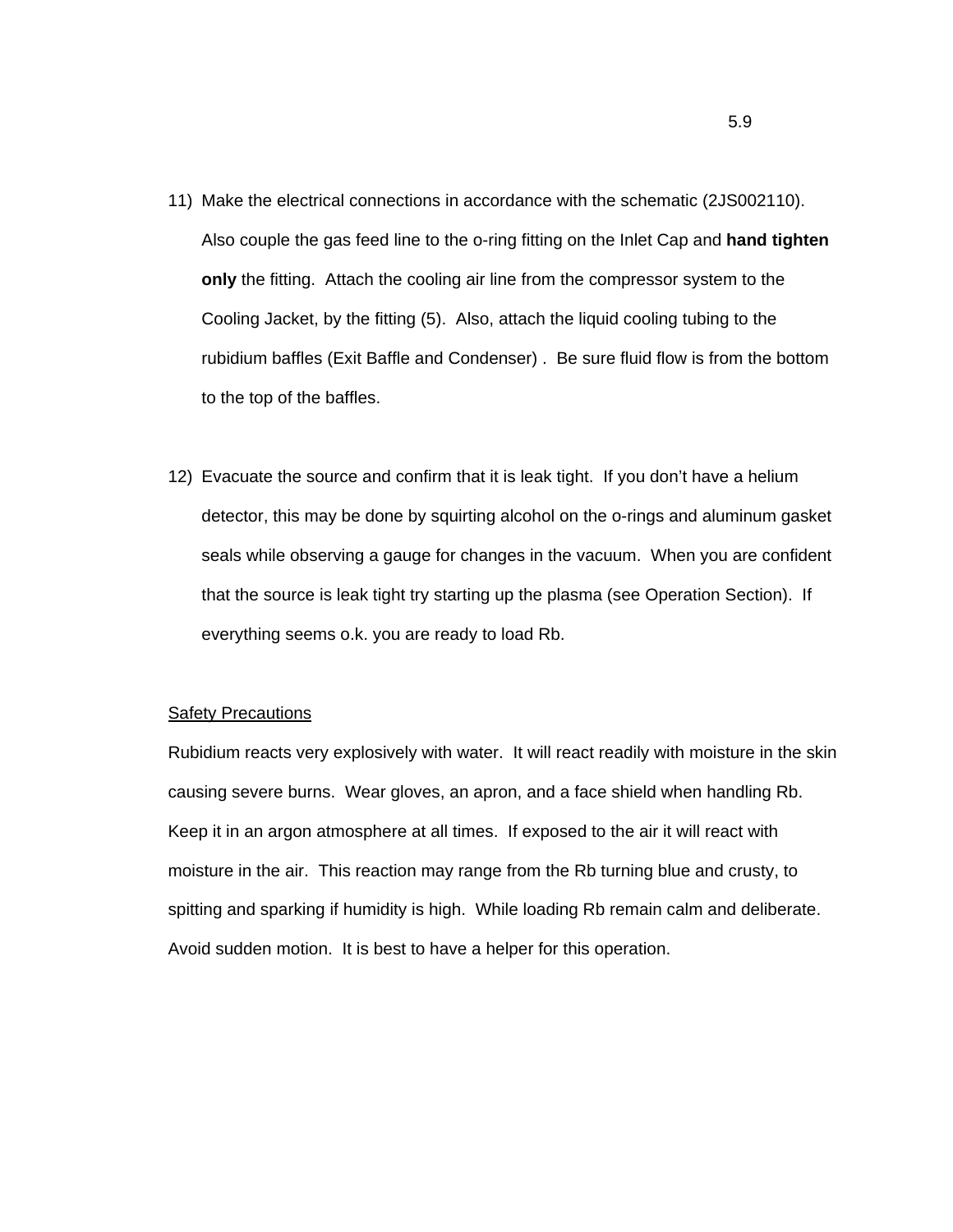11) Make the electrical connections in accordance with the schematic (2JS002110). Also couple the gas feed line to the o-ring fitting on the Inlet Cap and **hand tighten only** the fitting. Attach the cooling air line from the compressor system to the Cooling Jacket, by the fitting (5). Also, attach the liquid cooling tubing to the rubidium baffles (Exit Baffle and Condenser) . Be sure fluid flow is from the bottom to the top of the baffles.

12) Evacuate the source and confirm that it is leak tight. If you don't have a helium detector, this may be done by squirting alcohol on the o-rings and aluminum gasket seals while observing a gauge for changes in the vacuum. When you are confident that the source is leak tight try starting up the plasma (see Operation Section). If everything seems o.k. you are ready to load Rb.

<u>Safety Precautions</u>

Rubidium reacts very explosively with water. It will react readily with moisture in the skin causing severe burns. Wear gloves, an apron, and a face shield when handling Rb. Keep it in an argon atmosphere at all times. If exposed to the air it will react with moisture in the air. This reaction may range from the Rb turning blue and crusty, to spitting and sparking if humidity is high. While loading Rb remain calm and deliberate. Avoid sudden motion. It is best to have a helper for this operation.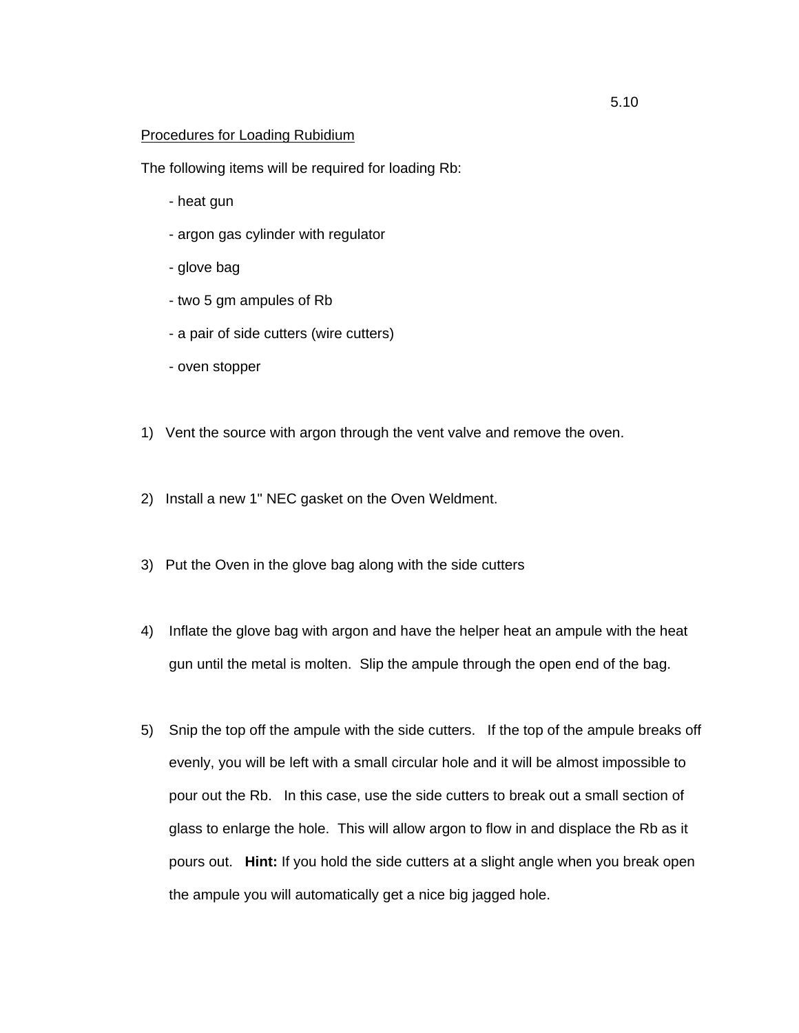5.10

Procedures for Loading Rubidium

The following items will be required for loading Rb:

- heat gun
- argon gas cylinder with regulator
- glove bag
- two 5 gm ampules of Rb
- a pair of side cutters (wire cutters)
- oven stopper

1) Vent the source with argon through the vent valve and remove the oven.

2) Install a new 1" NEC gasket on the Oven Weldment.

3) Put the Oven in the glove bag along with the side cutters

4) Inflate the glove bag with argon and have the helper heat an ampule with the heat gun until the metal is molten. Slip the ampule through the open end of the bag.

5) Snip the top off the ampule with the side cutters. If the top of the ampule breaks off evenly, you will be left with a small circular hole and it will be almost impossible to pour out the Rb. In this case, use the side cutters to break out a small section of glass to enlarge the hole. This will allow argon to flow in and displace the Rb as it pours out. **Hint:** If you hold the side cutters at a slight angle when you break open the ampule you will automatically get a nice big jagged hole.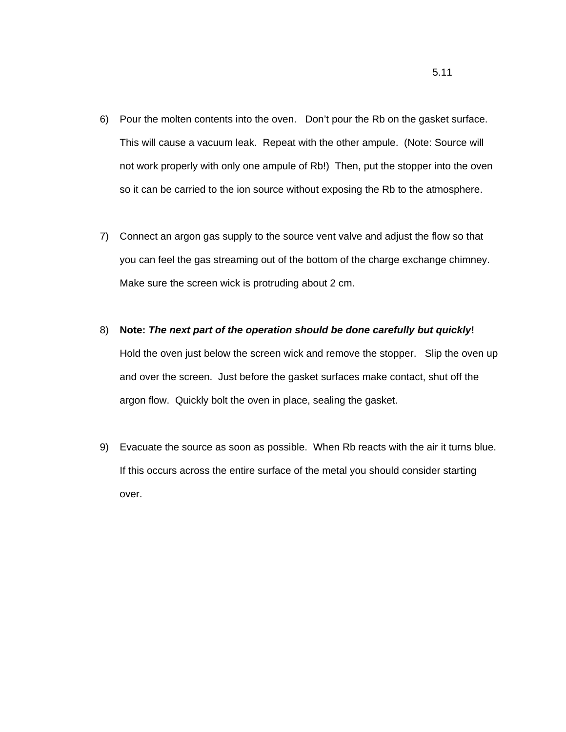6) Pour the molten contents into the oven. Don't pour the Rb on the gasket surface. This will cause a vacuum leak. Repeat with the other ampule. (Note: Source will not work properly with only one ampule of Rb!) Then, put the stopper into the oven so it can be carried to the ion source without exposing the Rb to the atmosphere.

7) Connect an argon gas supply to the source vent valve and adjust the flow so that you can feel the gas streaming out of the bottom of the charge exchange chimney. Make sure the screen wick is protruding about 2 cm.

8) **Note:** ***The next part of the operation should be done carefully but quickly*!** Hold the oven just below the screen wick and remove the stopper. Slip the oven up and over the screen. Just before the gasket surfaces make contact, shut off the argon flow. Quickly bolt the oven in place, sealing the gasket.

9) Evacuate the source as soon as possible. When Rb reacts with the air it turns blue. If this occurs across the entire surface of the metal you should consider starting over.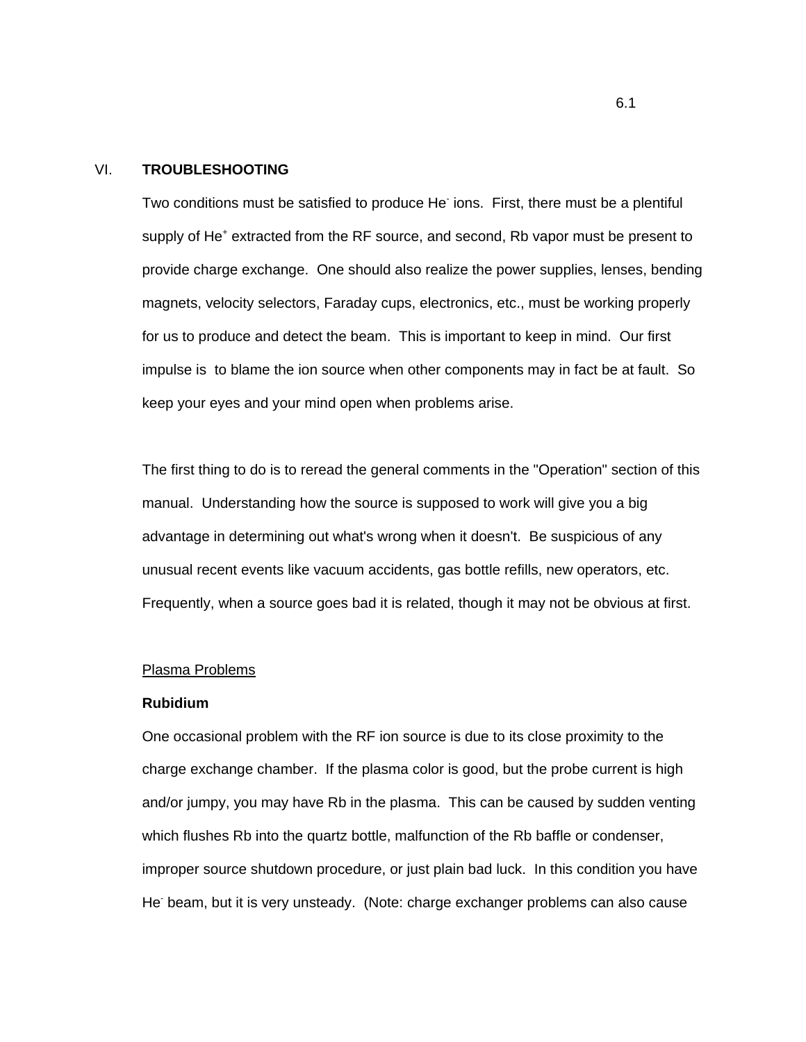## VI. TROUBLESHOOTING

Two conditions must be satisfied to produce $He^-$ ions. First, there must be a plentiful supply of $He^+$ extracted from the RF source, and second, Rb vapor must be present to provide charge exchange. One should also realize the power supplies, lenses, bending magnets, velocity selectors, Faraday cups, electronics, etc., must be working properly for us to produce and detect the beam. This is important to keep in mind. Our first impulse is to blame the ion source when other components may in fact be at fault. So keep your eyes and your mind open when problems arise.

The first thing to do is to reread the general comments in the "Operation" section of this manual. Understanding how the source is supposed to work will give you a big advantage in determining out what's wrong when it doesn't. Be suspicious of any unusual recent events like vacuum accidents, gas bottle refills, new operators, etc. Frequently, when a source goes bad it is related, though it may not be obvious at first.

### Plasma Problems

**Rubidium**

One occasional problem with the RF ion source is due to its close proximity to the charge exchange chamber. If the plasma color is good, but the probe current is high and/or jumpy, you may have Rb in the plasma. This can be caused by sudden venting which flushes Rb into the quartz bottle, malfunction of the Rb baffle or condenser, improper source shutdown procedure, or just plain bad luck. In this condition you have $He^-$ beam, but it is very unsteady. (Note: charge exchanger problems can also cause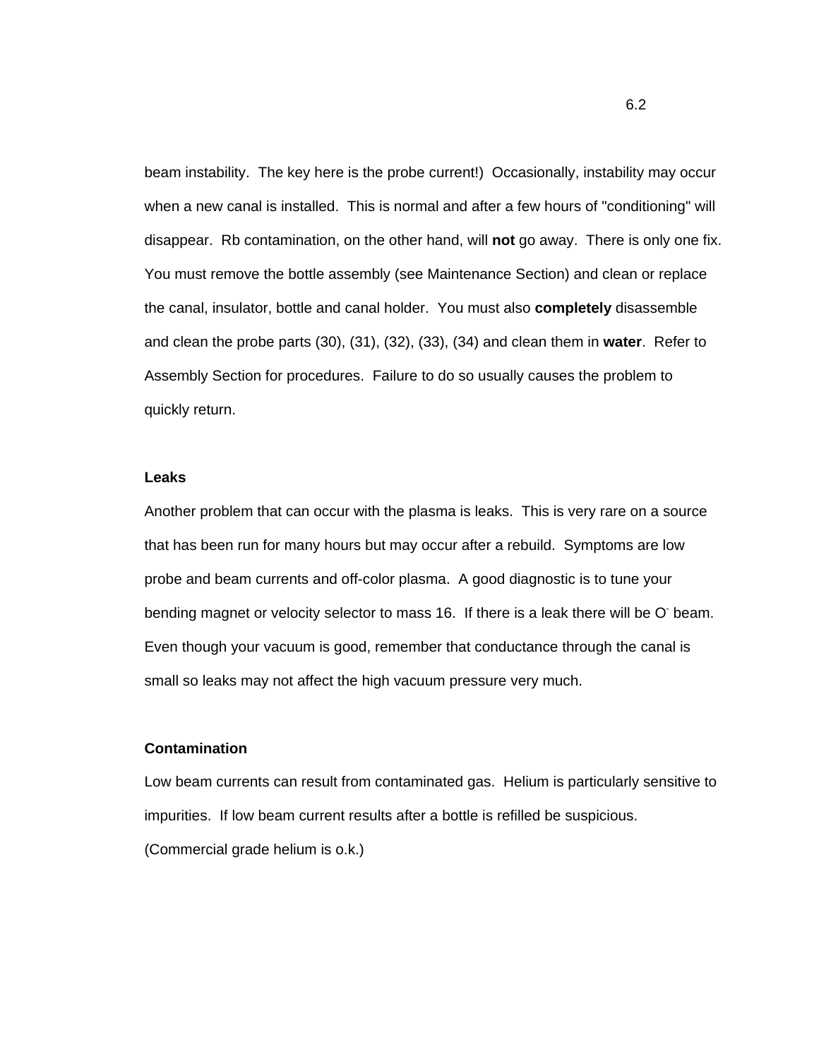beam instability. The key here is the probe current!) Occasionally, instability may occur when a new canal is installed. This is normal and after a few hours of "conditioning" will disappear. Rb contamination, on the other hand, will **not** go away. There is only one fix. You must remove the bottle assembly (see Maintenance Section) and clean or replace the canal, insulator, bottle and canal holder. You must also **completely** disassemble and clean the probe parts (30), (31), (32), (33), (34) and clean them in **water**. Refer to Assembly Section for procedures. Failure to do so usually causes the problem to quickly return.

**Leaks**

Another problem that can occur with the plasma is leaks. This is very rare on a source that has been run for many hours but may occur after a rebuild. Symptoms are low probe and beam currents and off-color plasma. A good diagnostic is to tune your bending magnet or velocity selector to mass 16. If there is a leak there will be $O^-$ beam. Even though your vacuum is good, remember that conductance through the canal is small so leaks may not affect the high vacuum pressure very much.

**Contamination**

Low beam currents can result from contaminated gas. Helium is particularly sensitive to impurities. If low beam current results after a bottle is refilled be suspicious. (Commercial grade helium is o.k.)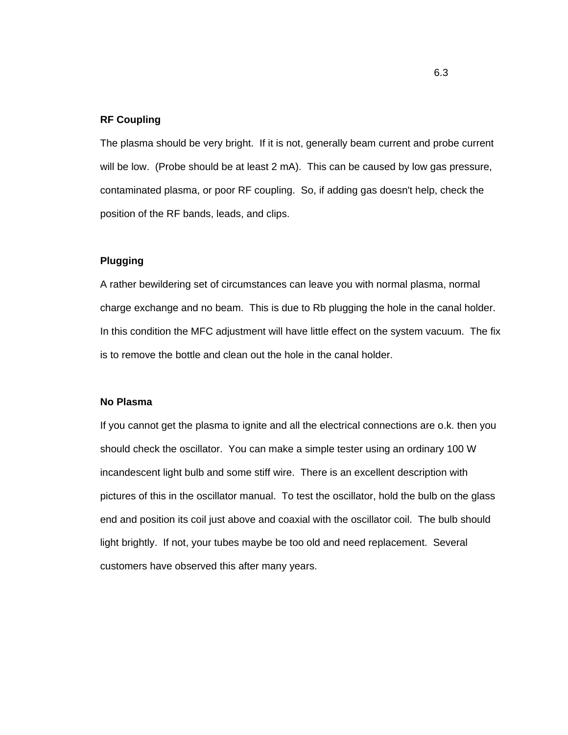**RF Coupling**

The plasma should be very bright. If it is not, generally beam current and probe current will be low. (Probe should be at least 2 mA). This can be caused by low gas pressure, contaminated plasma, or poor RF coupling. So, if adding gas doesn't help, check the position of the RF bands, leads, and clips.

**Plugging**

A rather bewildering set of circumstances can leave you with normal plasma, normal charge exchange and no beam. This is due to Rb plugging the hole in the canal holder. In this condition the MFC adjustment will have little effect on the system vacuum. The fix is to remove the bottle and clean out the hole in the canal holder.

**No Plasma**

If you cannot get the plasma to ignite and all the electrical connections are o.k. then you should check the oscillator. You can make a simple tester using an ordinary 100 W incandescent light bulb and some stiff wire. There is an excellent description with pictures of this in the oscillator manual. To test the oscillator, hold the bulb on the glass end and position its coil just above and coaxial with the oscillator coil. The bulb should light brightly. If not, your tubes maybe be too old and need replacement. Several customers have observed this after many years.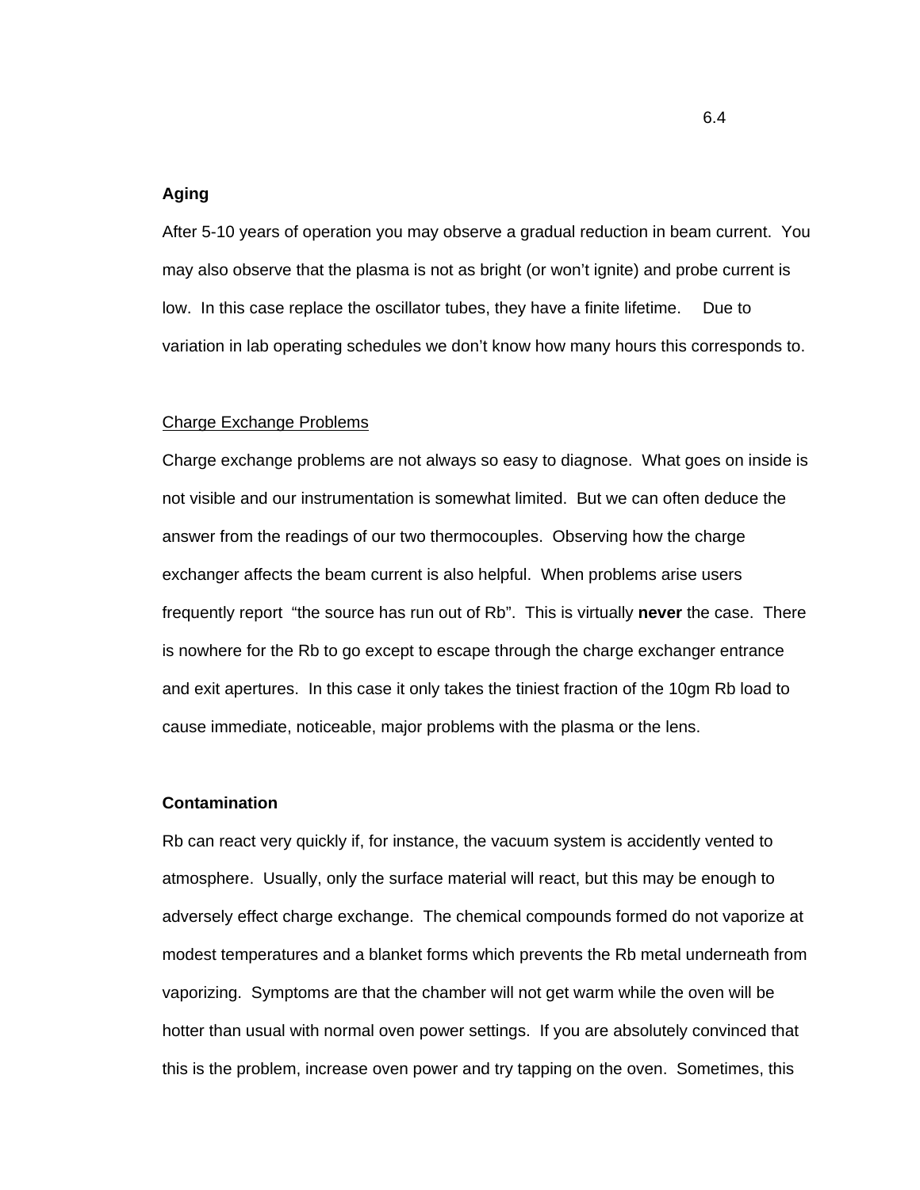**Aging**

After 5-10 years of operation you may observe a gradual reduction in beam current. You may also observe that the plasma is not as bright (or won't ignite) and probe current is low. In this case replace the oscillator tubes, they have a finite lifetime. Due to variation in lab operating schedules we don't know how many hours this corresponds to.

<u>Charge Exchange Problems</u>

Charge exchange problems are not always so easy to diagnose. What goes on inside is not visible and our instrumentation is somewhat limited. But we can often deduce the answer from the readings of our two thermocouples. Observing how the charge exchanger affects the beam current is also helpful. When problems arise users frequently report "the source has run out of Rb". This is virtually **never** the case. There is nowhere for the Rb to go except to escape through the charge exchanger entrance and exit apertures. In this case it only takes the tiniest fraction of the 10gm Rb load to cause immediate, noticeable, major problems with the plasma or the lens.

**Contamination**

Rb can react very quickly if, for instance, the vacuum system is accidently vented to atmosphere. Usually, only the surface material will react, but this may be enough to adversely effect charge exchange. The chemical compounds formed do not vaporize at modest temperatures and a blanket forms which prevents the Rb metal underneath from vaporizing. Symptoms are that the chamber will not get warm while the oven will be hotter than usual with normal oven power settings. If you are absolutely convinced that this is the problem, increase oven power and try tapping on the oven. Sometimes, this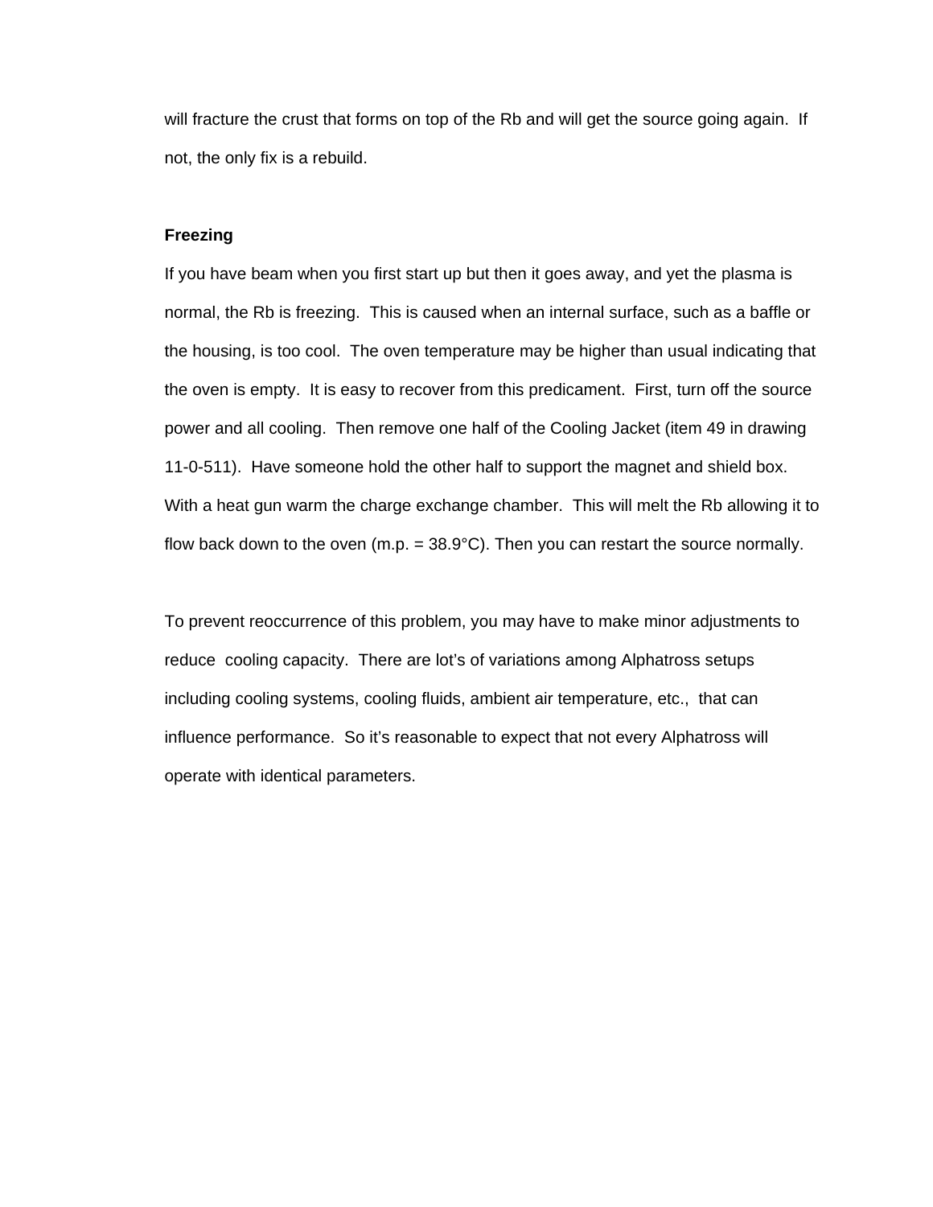will fracture the crust that forms on top of the Rb and will get the source going again. If not, the only fix is a rebuild.

**Freezing**

If you have beam when you first start up but then it goes away, and yet the plasma is normal, the Rb is freezing. This is caused when an internal surface, such as a baffle or the housing, is too cool. The oven temperature may be higher than usual indicating that the oven is empty. It is easy to recover from this predicament. First, turn off the source power and all cooling. Then remove one half of the Cooling Jacket (item 49 in drawing 11-0-511). Have someone hold the other half to support the magnet and shield box. With a heat gun warm the charge exchange chamber. This will melt the Rb allowing it to flow back down to the oven (m.p. = 38.9°C). Then you can restart the source normally.

To prevent reoccurrence of this problem, you may have to make minor adjustments to reduce cooling capacity. There are lot's of variations among Alphatross setups including cooling systems, cooling fluids, ambient air temperature, etc., that can influence performance. So it's reasonable to expect that not every Alphatross will operate with identical parameters.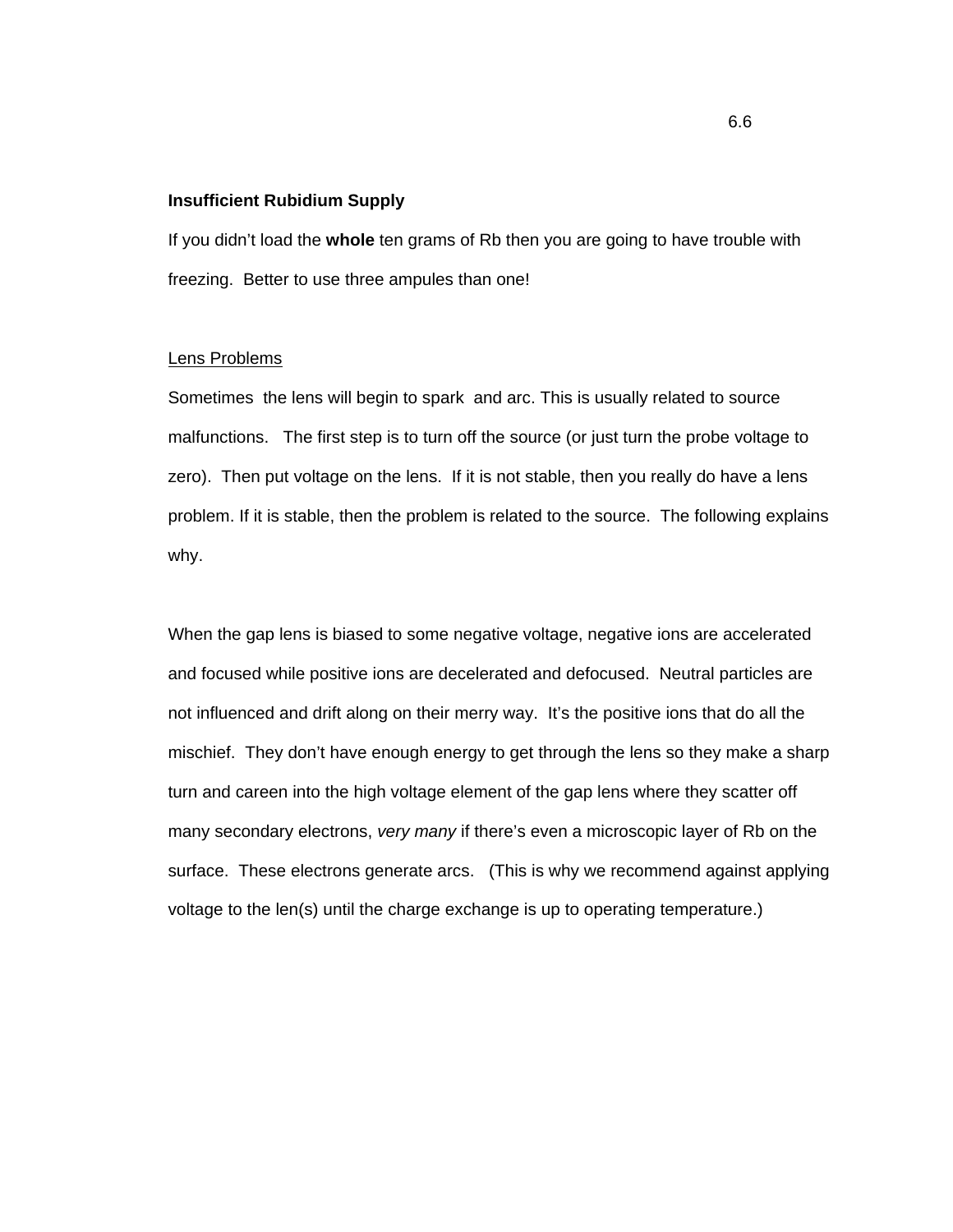**Insufficient Rubidium Supply**

If you didn't load the **whole** ten grams of Rb then you are going to have trouble with freezing. Better to use three ampules than one!

Lens Problems

Sometimes the lens will begin to spark and arc. This is usually related to source malfunctions. The first step is to turn off the source (or just turn the probe voltage to zero). Then put voltage on the lens. If it is not stable, then you really do have a lens problem. If it is stable, then the problem is related to the source. The following explains why.

When the gap lens is biased to some negative voltage, negative ions are accelerated and focused while positive ions are decelerated and defocused. Neutral particles are not influenced and drift along on their merry way. It's the positive ions that do all the mischief. They don't have enough energy to get through the lens so they make a sharp turn and careen into the high voltage element of the gap lens where they scatter off many secondary electrons, *very many* if there's even a microscopic layer of Rb on the surface. These electrons generate arcs. (This is why we recommend against applying voltage to the len(s) until the charge exchange is up to operating temperature.)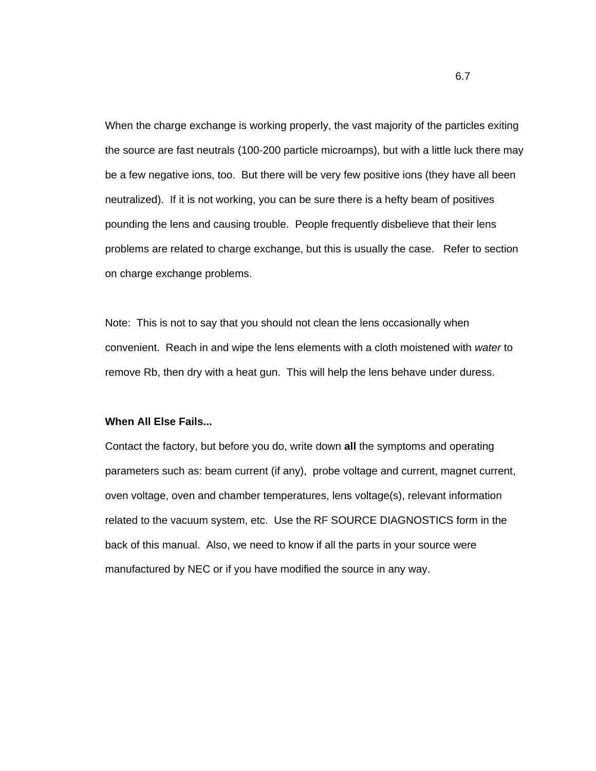When the charge exchange is working properly, the vast majority of the particles exiting the source are fast neutrals (100-200 particle microamps), but with a little luck there may be a few negative ions, too. But there will be very few positive ions (they have all been neutralized). If it is not working, you can be sure there is a hefty beam of positives pounding the lens and causing trouble. People frequently disbelieve that their lens problems are related to charge exchange, but this is usually the case. Refer to section on charge exchange problems.

Note: This is not to say that you should not clean the lens occasionally when convenient. Reach in and wipe the lens elements with a cloth moistened with *water* to remove Rb, then dry with a heat gun. This will help the lens behave under duress.

**When All Else Fails...**

Contact the factory, but before you do, write down **all** the symptoms and operating parameters such as: beam current (if any), probe voltage and current, magnet current, oven voltage, oven and chamber temperatures, lens voltage(s), relevant information related to the vacuum system, etc. Use the RF SOURCE DIAGNOSTICS form in the back of this manual. Also, we need to know if all the parts in your source were manufactured by NEC or if you have modified the source in any way.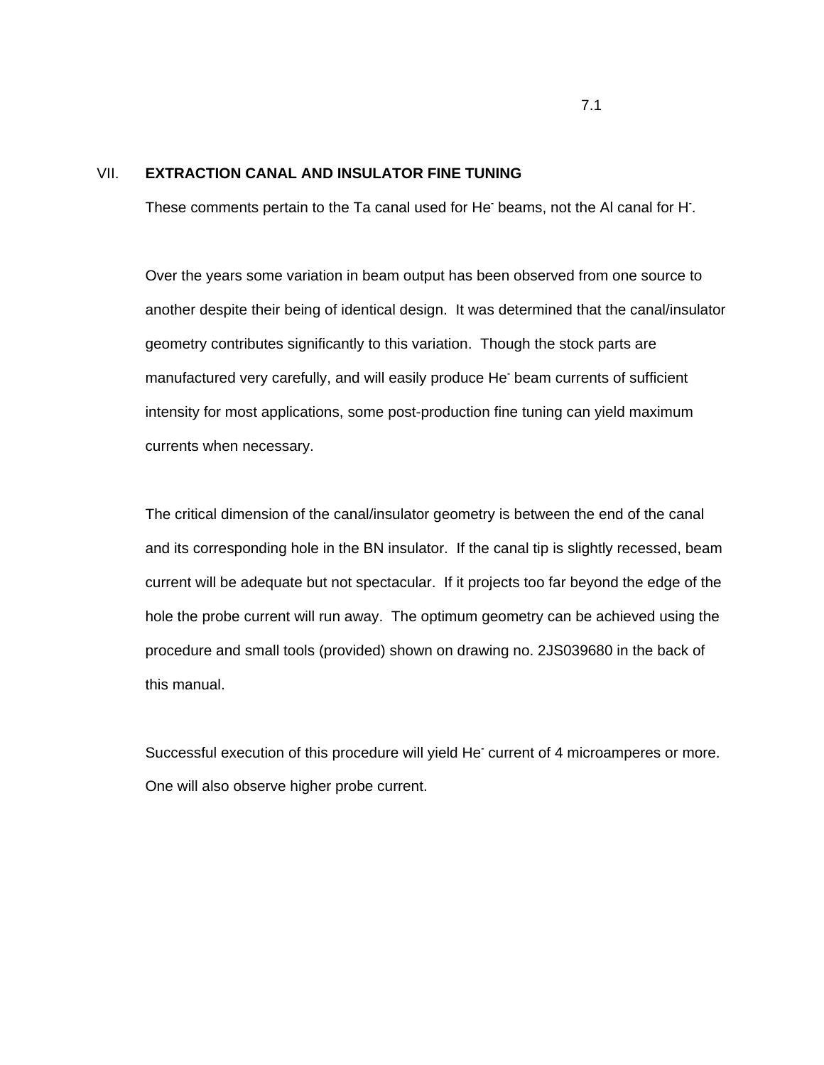## VII. EXTRACTION CANAL AND INSULATOR FINE TUNING

These comments pertain to the Ta canal used for $He^-$ beams, not the Al canal for $H^-$.

Over the years some variation in beam output has been observed from one source to another despite their being of identical design. It was determined that the canal/insulator geometry contributes significantly to this variation. Though the stock parts are manufactured very carefully, and will easily produce $He^-$ beam currents of sufficient intensity for most applications, some post-production fine tuning can yield maximum currents when necessary.

The critical dimension of the canal/insulator geometry is between the end of the canal and its corresponding hole in the BN insulator. If the canal tip is slightly recessed, beam current will be adequate but not spectacular. If it projects too far beyond the edge of the hole the probe current will run away. The optimum geometry can be achieved using the procedure and small tools (provided) shown on drawing no. 2JS039680 in the back of this manual.

Successful execution of this procedure will yield $He^-$ current of 4 microamperes or more. One will also observe higher probe current.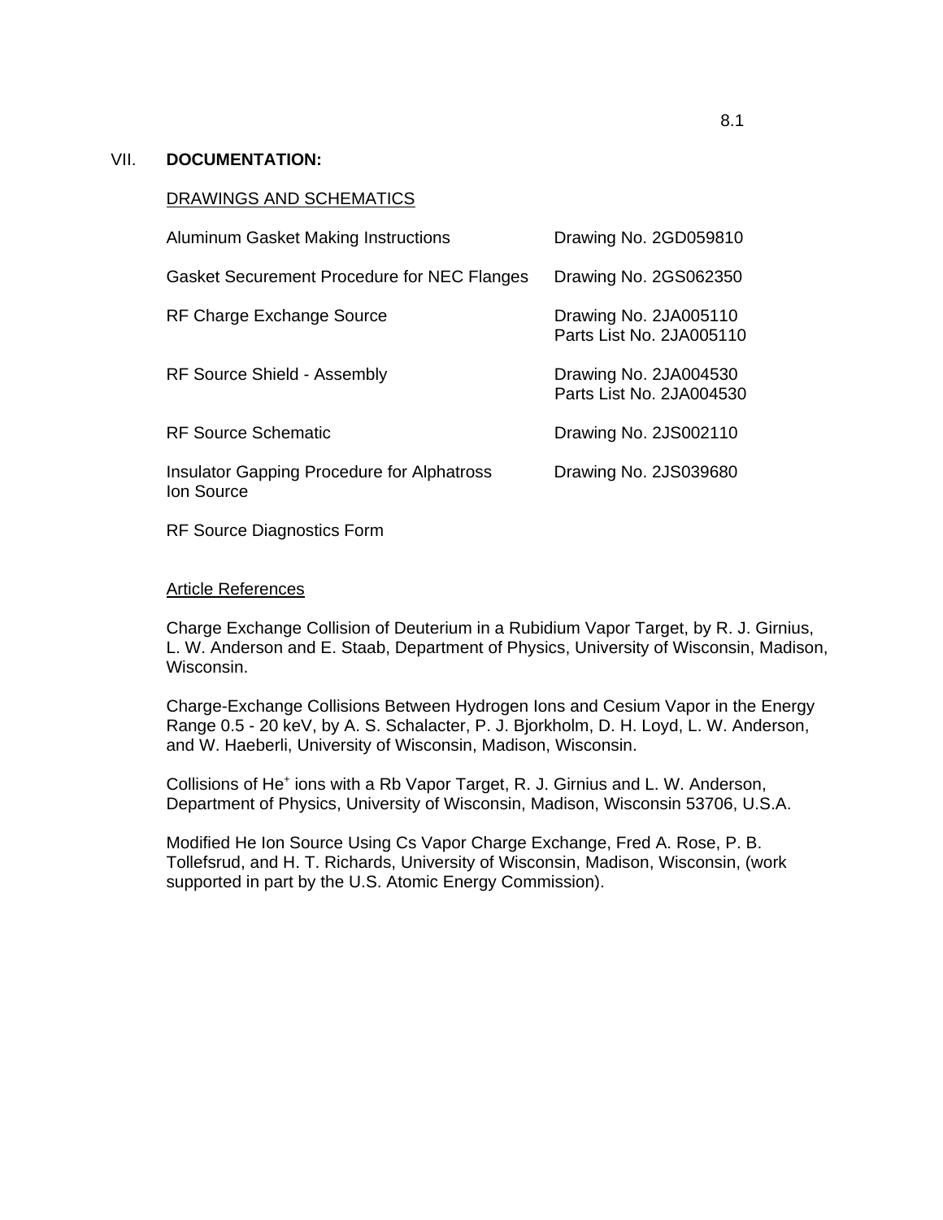## VII. DOCUMENTATION:

DRAWINGS AND SCHEMATICS

| | |
|---|---|
| Aluminum Gasket Making Instructions | Drawing No. 2GD059810 |
| Gasket Securement Procedure for NEC Flanges | Drawing No. 2GS062350 |
| RF Charge Exchange Source | Drawing No. 2JA005110<br>Parts List No. 2JA005110 |
| RF Source Shield - Assembly | Drawing No. 2JA004530<br>Parts List No. 2JA004530 |
| RF Source Schematic | Drawing No. 2JS002110 |
| Insulator Gapping Procedure for Alphatross Ion Source | Drawing No. 2JS039680 |
| RF Source Diagnostics Form | |

Article References

Charge Exchange Collision of Deuterium in a Rubidium Vapor Target, by R. J. Girnius, L. W. Anderson and E. Staab, Department of Physics, University of Wisconsin, Madison, Wisconsin.

Charge-Exchange Collisions Between Hydrogen Ions and Cesium Vapor in the Energy Range 0.5 - 20 keV, by A. S. Schalacter, P. J. Bjorkholm, D. H. Loyd, L. W. Anderson, and W. Haeberli, University of Wisconsin, Madison, Wisconsin.

Collisions of $He^+$ ions with a Rb Vapor Target, R. J. Girnius and L. W. Anderson, Department of Physics, University of Wisconsin, Madison, Wisconsin 53706, U.S.A.

Modified He Ion Source Using Cs Vapor Charge Exchange, Fred A. Rose, P. B. Tollefsrud, and H. T. Richards, University of Wisconsin, Madison, Wisconsin, (work supported in part by the U.S. Atomic Energy Commission).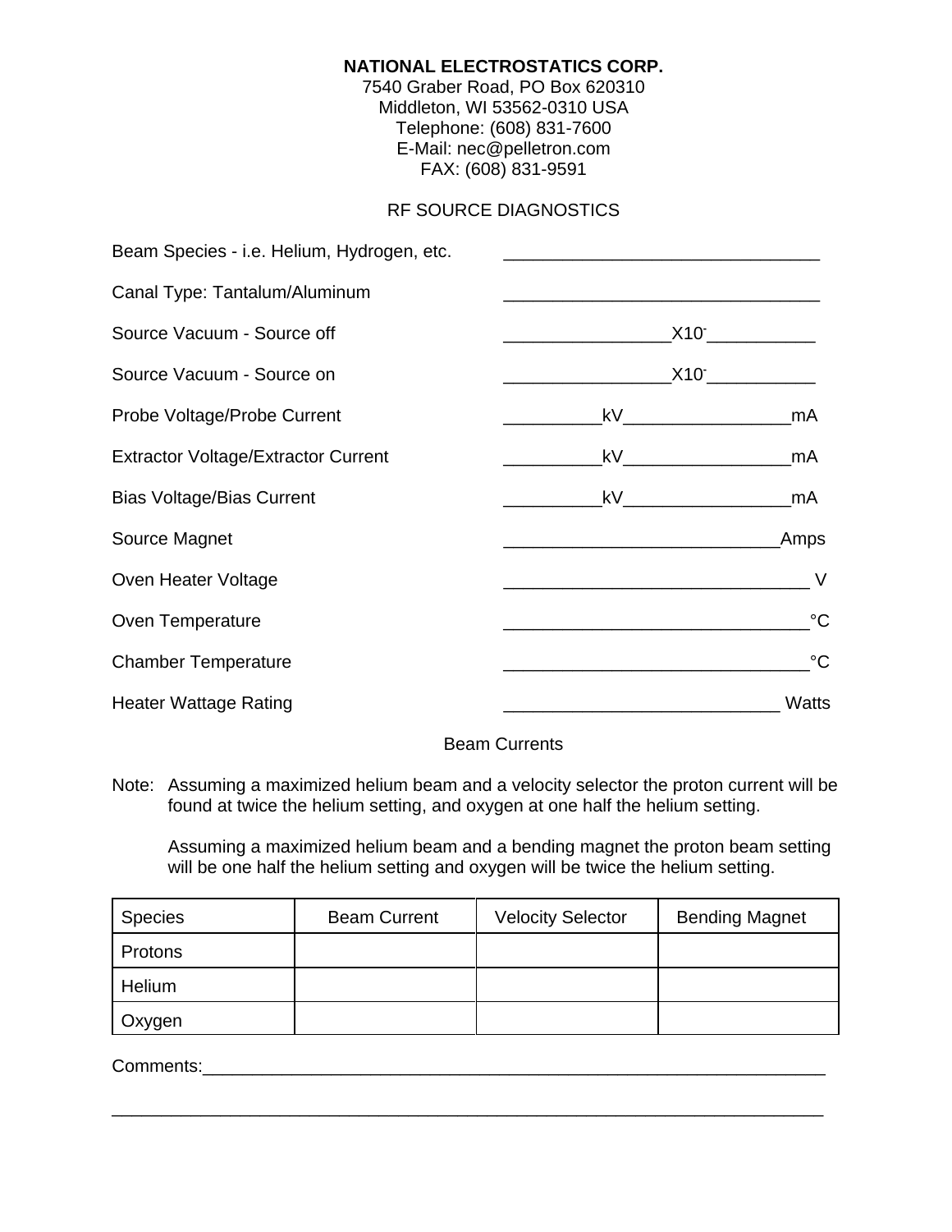**NATIONAL ELECTROSTATICS CORP.**
7540 Graber Road, PO Box 620310
Middleton, WI 53562-0310 USA
Telephone: (608) 831-7600
E-Mail: nec@pelletron.com
FAX: (608) 831-9591

RF SOURCE DIAGNOSTICS

Beam Species - i.e. Helium, Hydrogen, etc. ________________________________

Canal Type: Tantalum/Aluminum ________________________________

Source Vacuum - Source off ________________X10-___________

Source Vacuum - Source on ________________X10-___________

Probe Voltage/Probe Current __________kV_________________mA

Extractor Voltage/Extractor Current __________kV_________________mA

Bias Voltage/Bias Current __________kV_________________mA

Source Magnet ____________________________Amps

Oven Heater Voltage _______________________________ V

Oven Temperature _______________________________°C

Chamber Temperature _______________________________°C

Heater Wattage Rating ____________________________ Watts

Beam Currents

Note: Assuming a maximized helium beam and a velocity selector the proton current will be found at twice the helium setting, and oxygen at one half the helium setting.

Assuming a maximized helium beam and a bending magnet the proton beam setting will be one half the helium setting and oxygen will be twice the helium setting.

| Species | Beam Current | Velocity Selector | Bending Magnet |
|---|---|---|---|
| Protons | | | |
| Helium | | | |
| Oxygen | | | |

Comments:_______________________________________________________________

________________________________________________________________________